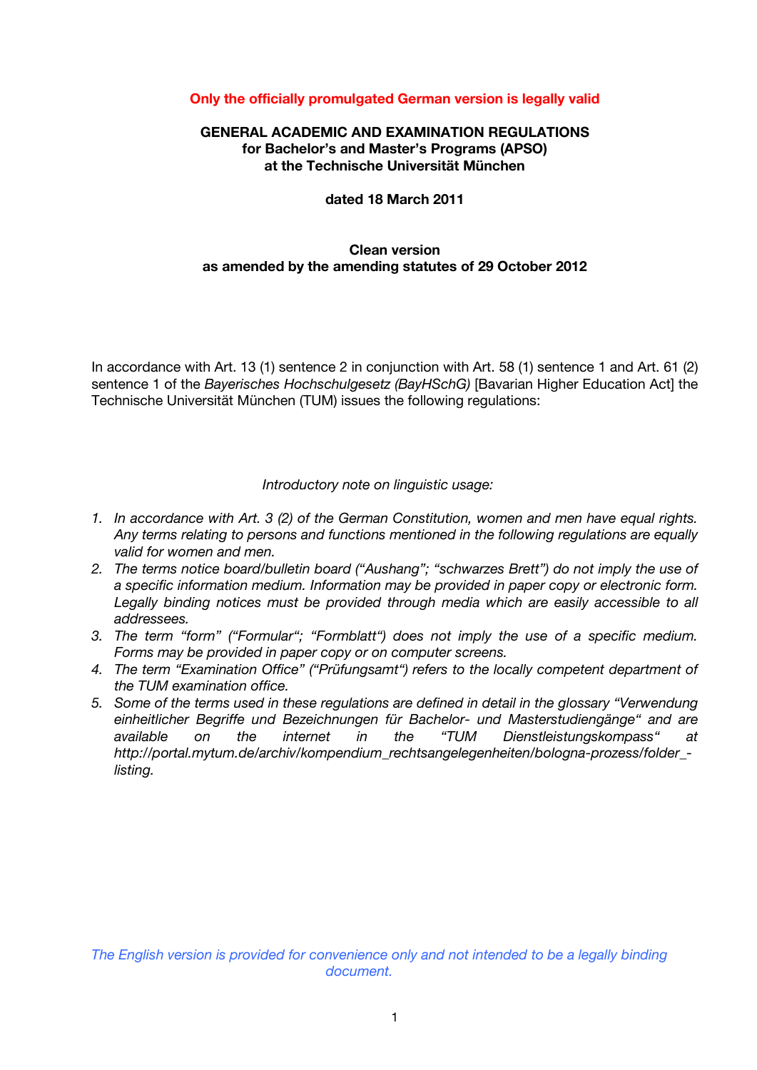**Only the officially promulgated German version is legally valid**

# GENERAL ACADEMIC AND EXAMINATION REGULATIONS
## for Bachelor's and Master's Programs (APSO)
## at the Technische Universität München

**dated 18 March 2011**

**Clean version**
**as amended by the amending statutes of 29 October 2012**

In accordance with Art. 13 (1) sentence 2 in conjunction with Art. 58 (1) sentence 1 and Art. 61 (2) sentence 1 of the *Bayerisches Hochschulgesetz (BayHSchG)* [Bavarian Higher Education Act] the Technische Universität München (TUM) issues the following regulations:

*Introductory note on linguistic usage:*

1. *In accordance with Art. 3 (2) of the German Constitution, women and men have equal rights. Any terms relating to persons and functions mentioned in the following regulations are equally valid for women and men.*
2. *The terms notice board/bulletin board ("Aushang"; "schwarzes Brett") do not imply the use of a specific information medium. Information may be provided in paper copy or electronic form. Legally binding notices must be provided through media which are easily accessible to all addressees.*
3. *The term "form" ("Formular"; "Formblatt") does not imply the use of a specific medium. Forms may be provided in paper copy or on computer screens.*
4. *The term "Examination Office" ("Prüfungsamt") refers to the locally competent department of the TUM examination office.*
5. *Some of the terms used in these regulations are defined in detail in the glossary "Verwendung einheitlicher Begriffe und Bezeichnungen für Bachelor- und Masterstudiengänge" and are available on the internet in the "TUM Dienstleistungskompass" at http://portal.mytum.de/archiv/kompendium_rechtsangelegenheiten/bologna-prozess/folder_-listing.*

*The English version is provided for convenience only and not intended to be a legally binding document.*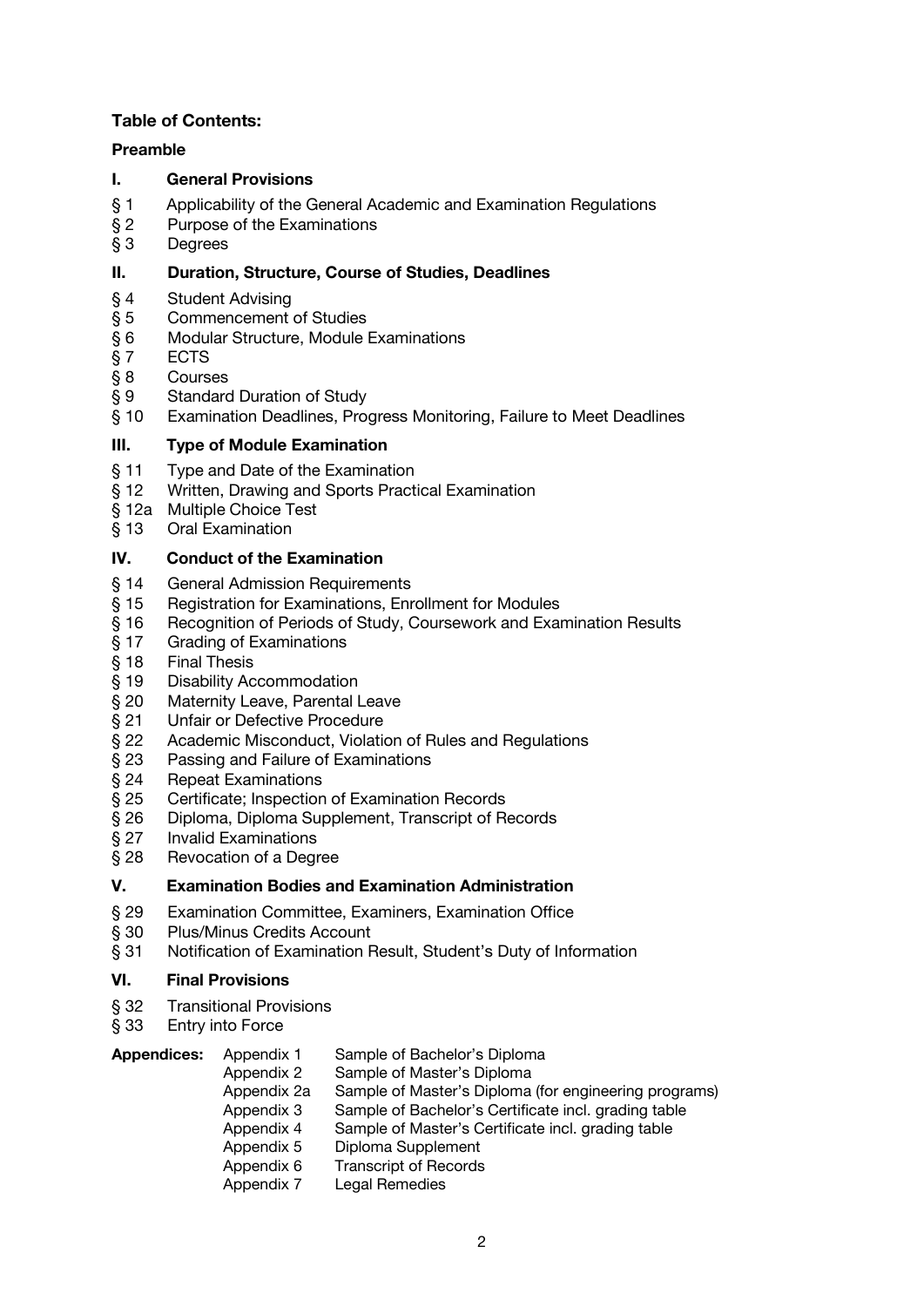**Table of Contents:**

**Preamble**

**I. General Provisions**

§ 1 Applicability of the General Academic and Examination Regulations
§ 2 Purpose of the Examinations
§ 3 Degrees

**II. Duration, Structure, Course of Studies, Deadlines**

§ 4 Student Advising
§ 5 Commencement of Studies
§ 6 Modular Structure, Module Examinations
§ 7 ECTS
§ 8 Courses
§ 9 Standard Duration of Study
§ 10 Examination Deadlines, Progress Monitoring, Failure to Meet Deadlines

**III. Type of Module Examination**

§ 11 Type and Date of the Examination
§ 12 Written, Drawing and Sports Practical Examination
§ 12a Multiple Choice Test
§ 13 Oral Examination

**IV. Conduct of the Examination**

§ 14 General Admission Requirements
§ 15 Registration for Examinations, Enrollment for Modules
§ 16 Recognition of Periods of Study, Coursework and Examination Results
§ 17 Grading of Examinations
§ 18 Final Thesis
§ 19 Disability Accommodation
§ 20 Maternity Leave, Parental Leave
§ 21 Unfair or Defective Procedure
§ 22 Academic Misconduct, Violation of Rules and Regulations
§ 23 Passing and Failure of Examinations
§ 24 Repeat Examinations
§ 25 Certificate; Inspection of Examination Records
§ 26 Diploma, Diploma Supplement, Transcript of Records
§ 27 Invalid Examinations
§ 28 Revocation of a Degree

**V. Examination Bodies and Examination Administration**

§ 29 Examination Committee, Examiners, Examination Office
§ 30 Plus/Minus Credits Account
§ 31 Notification of Examination Result, Student's Duty of Information

**VI. Final Provisions**

§ 32 Transitional Provisions
§ 33 Entry into Force

**Appendices:**

| | |
|---|---|
| Appendix 1 | Sample of Bachelor's Diploma |
| Appendix 2 | Sample of Master's Diploma |
| Appendix 2a | Sample of Master's Diploma (for engineering programs) |
| Appendix 3 | Sample of Bachelor's Certificate incl. grading table |
| Appendix 4 | Sample of Master's Certificate incl. grading table |
| Appendix 5 | Diploma Supplement |
| Appendix 6 | Transcript of Records |
| Appendix 7 | Legal Remedies |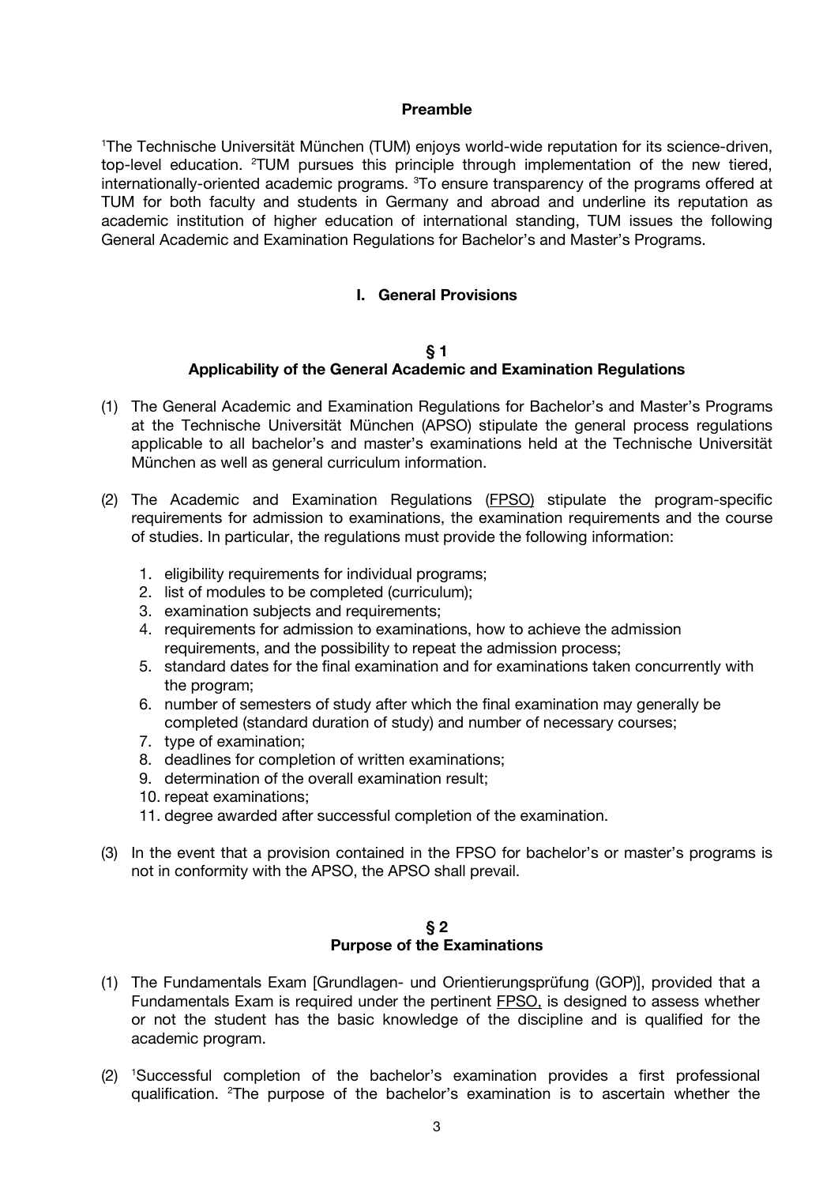## Preamble

[1]The Technische Universität München (TUM) enjoys world-wide reputation for its science-driven, top-level education. [2]TUM pursues this principle through implementation of the new tiered, internationally-oriented academic programs. [3]To ensure transparency of the programs offered at TUM for both faculty and students in Germany and abroad and underline its reputation as academic institution of higher education of international standing, TUM issues the following General Academic and Examination Regulations for Bachelor's and Master's Programs.

## I. General Provisions

### § 1
### Applicability of the General Academic and Examination Regulations

(1) The General Academic and Examination Regulations for Bachelor's and Master's Programs at the Technische Universität München (APSO) stipulate the general process regulations applicable to all bachelor's and master's examinations held at the Technische Universität München as well as general curriculum information.

(2) The Academic and Examination Regulations (FPSO) stipulate the program-specific requirements for admission to examinations, the examination requirements and the course of studies. In particular, the regulations must provide the following information:

1. eligibility requirements for individual programs;
2. list of modules to be completed (curriculum);
3. examination subjects and requirements;
4. requirements for admission to examinations, how to achieve the admission requirements, and the possibility to repeat the admission process;
5. standard dates for the final examination and for examinations taken concurrently with the program;
6. number of semesters of study after which the final examination may generally be completed (standard duration of study) and number of necessary courses;
7. type of examination;
8. deadlines for completion of written examinations;
9. determination of the overall examination result;
10. repeat examinations;
11. degree awarded after successful completion of the examination.

(3) In the event that a provision contained in the FPSO for bachelor's or master's programs is not in conformity with the APSO, the APSO shall prevail.

### § 2
### Purpose of the Examinations

(1) The Fundamentals Exam [Grundlagen- und Orientierungsprüfung (GOP)], provided that a Fundamentals Exam is required under the pertinent FPSO, is designed to assess whether or not the student has the basic knowledge of the discipline and is qualified for the academic program.

(2) [1]Successful completion of the bachelor's examination provides a first professional qualification. [2]The purpose of the bachelor's examination is to ascertain whether the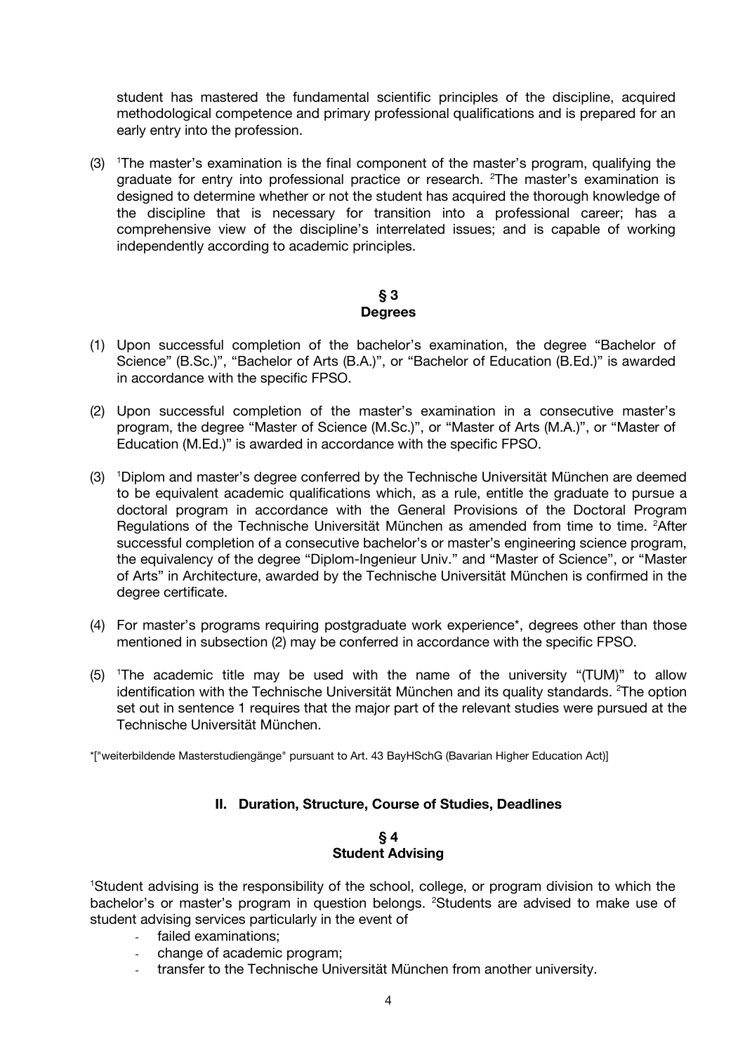student has mastered the fundamental scientific principles of the discipline, acquired methodological competence and primary professional qualifications and is prepared for an early entry into the profession.

(3) [1]The master's examination is the final component of the master's program, qualifying the graduate for entry into professional practice or research. [2]The master's examination is designed to determine whether or not the student has acquired the thorough knowledge of the discipline that is necessary for transition into a professional career; has a comprehensive view of the discipline's interrelated issues; and is capable of working independently according to academic principles.

## § 3
## Degrees

(1) Upon successful completion of the bachelor's examination, the degree "Bachelor of Science" (B.Sc.)", "Bachelor of Arts (B.A.)", or "Bachelor of Education (B.Ed.)" is awarded in accordance with the specific FPSO.

(2) Upon successful completion of the master's examination in a consecutive master's program, the degree "Master of Science (M.Sc.)", or "Master of Arts (M.A.)", or "Master of Education (M.Ed.)" is awarded in accordance with the specific FPSO.

(3) [1]Diplom and master's degree conferred by the Technische Universität München are deemed to be equivalent academic qualifications which, as a rule, entitle the graduate to pursue a doctoral program in accordance with the General Provisions of the Doctoral Program Regulations of the Technische Universität München as amended from time to time. [2]After successful completion of a consecutive bachelor's or master's engineering science program, the equivalency of the degree "Diplom-Ingenieur Univ." and "Master of Science", or "Master of Arts" in Architecture, awarded by the Technische Universität München is confirmed in the degree certificate.

(4) For master's programs requiring postgraduate work experience*, degrees other than those mentioned in subsection (2) may be conferred in accordance with the specific FPSO.

(5) [1]The academic title may be used with the name of the university "(TUM)" to allow identification with the Technische Universität München and its quality standards. [2]The option set out in sentence 1 requires that the major part of the relevant studies were pursued at the Technische Universität München.

*["weiterbildende Masterstudiengänge" pursuant to Art. 43 BayHSchG (Bavarian Higher Education Act)]

# II. Duration, Structure, Course of Studies, Deadlines

## § 4
## Student Advising

[1]Student advising is the responsibility of the school, college, or program division to which the bachelor's or master's program in question belongs. [2]Students are advised to make use of student advising services particularly in the event of

- failed examinations;
- change of academic program;
- transfer to the Technische Universität München from another university.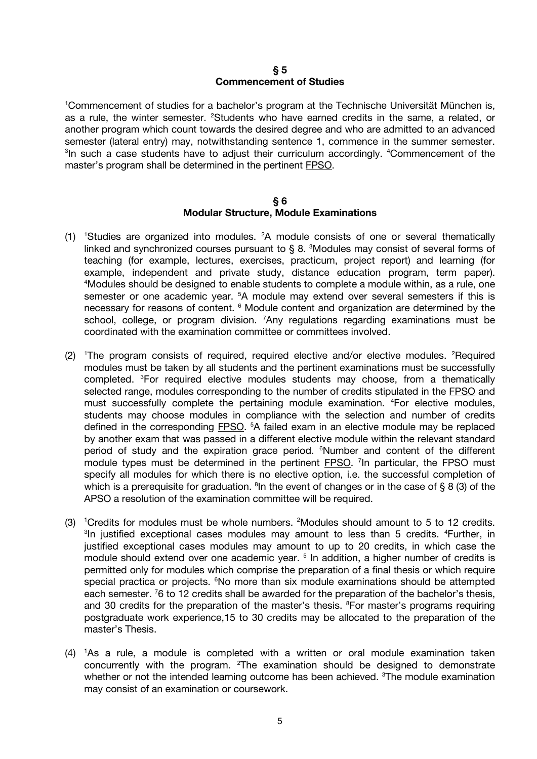## § 5
## Commencement of Studies

[1]Commencement of studies for a bachelor's program at the Technische Universität München is, as a rule, the winter semester. [2]Students who have earned credits in the same, a related, or another program which count towards the desired degree and who are admitted to an advanced semester (lateral entry) may, notwithstanding sentence 1, commence in the summer semester. [3]In such a case students have to adjust their curriculum accordingly. [4]Commencement of the master's program shall be determined in the pertinent FPSO.

## § 6
## Modular Structure, Module Examinations

(1) [1]Studies are organized into modules. [2]A module consists of one or several thematically linked and synchronized courses pursuant to § 8. [3]Modules may consist of several forms of teaching (for example, lectures, exercises, practicum, project report) and learning (for example, independent and private study, distance education program, term paper). [4]Modules should be designed to enable students to complete a module within, as a rule, one semester or one academic year. [5]A module may extend over several semesters if this is necessary for reasons of content. [6] Module content and organization are determined by the school, college, or program division. [7]Any regulations regarding examinations must be coordinated with the examination committee or committees involved.

(2) [1]The program consists of required, required elective and/or elective modules. [2]Required modules must be taken by all students and the pertinent examinations must be successfully completed. [3]For required elective modules students may choose, from a thematically selected range, modules corresponding to the number of credits stipulated in the FPSO and must successfully complete the pertaining module examination. [4]For elective modules, students may choose modules in compliance with the selection and number of credits defined in the corresponding FPSO. [5]A failed exam in an elective module may be replaced by another exam that was passed in a different elective module within the relevant standard period of study and the expiration grace period. [6]Number and content of the different module types must be determined in the pertinent FPSO. [7]In particular, the FPSO must specify all modules for which there is no elective option, i.e. the successful completion of which is a prerequisite for graduation. [8]In the event of changes or in the case of § 8 (3) of the APSO a resolution of the examination committee will be required.

(3) [1]Credits for modules must be whole numbers. [2]Modules should amount to 5 to 12 credits. [3]In justified exceptional cases modules may amount to less than 5 credits. [4]Further, in justified exceptional cases modules may amount to up to 20 credits, in which case the module should extend over one academic year. [5] In addition, a higher number of credits is permitted only for modules which comprise the preparation of a final thesis or which require special practica or projects. [6]No more than six module examinations should be attempted each semester. [7]6 to 12 credits shall be awarded for the preparation of the bachelor's thesis, and 30 credits for the preparation of the master's thesis. [8]For master's programs requiring postgraduate work experience,15 to 30 credits may be allocated to the preparation of the master's Thesis.

(4) [1]As a rule, a module is completed with a written or oral module examination taken concurrently with the program. [2]The examination should be designed to demonstrate whether or not the intended learning outcome has been achieved. [3]The module examination may consist of an examination or coursework.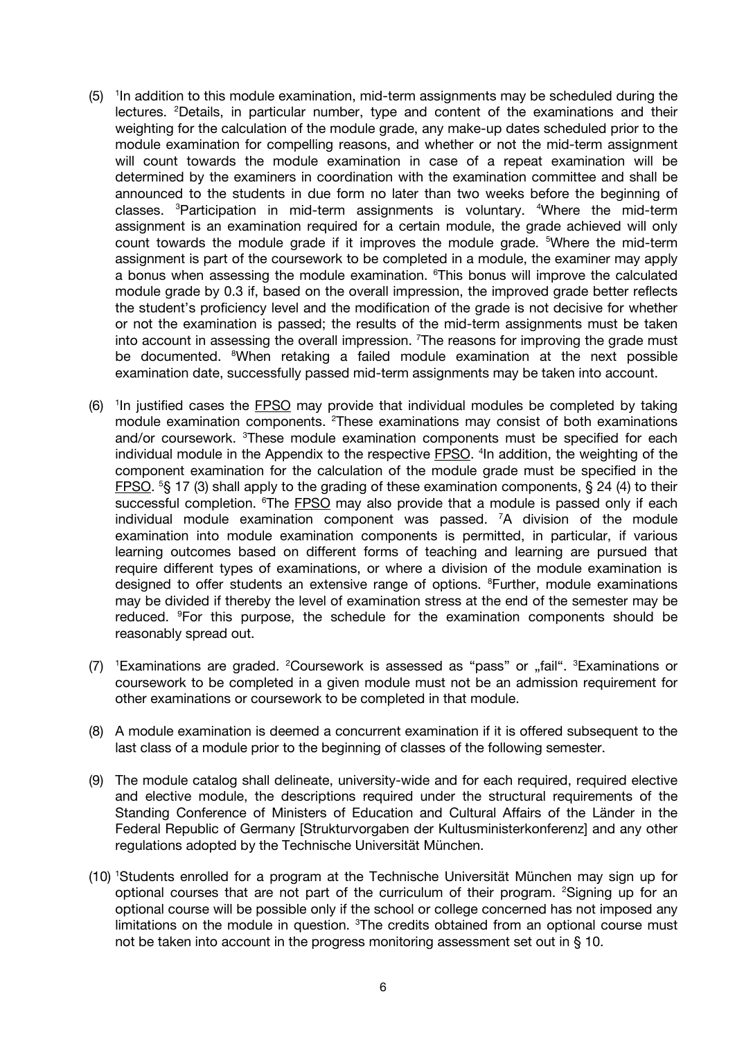(5) [1]In addition to this module examination, mid-term assignments may be scheduled during the lectures. [2]Details, in particular number, type and content of the examinations and their weighting for the calculation of the module grade, any make-up dates scheduled prior to the module examination for compelling reasons, and whether or not the mid-term assignment will count towards the module examination in case of a repeat examination will be determined by the examiners in coordination with the examination committee and shall be announced to the students in due form no later than two weeks before the beginning of classes. [3]Participation in mid-term assignments is voluntary. [4]Where the mid-term assignment is an examination required for a certain module, the grade achieved will only count towards the module grade if it improves the module grade. [5]Where the mid-term assignment is part of the coursework to be completed in a module, the examiner may apply a bonus when assessing the module examination. [6]This bonus will improve the calculated module grade by 0.3 if, based on the overall impression, the improved grade better reflects the student's proficiency level and the modification of the grade is not decisive for whether or not the examination is passed; the results of the mid-term assignments must be taken into account in assessing the overall impression. [7]The reasons for improving the grade must be documented. [8]When retaking a failed module examination at the next possible examination date, successfully passed mid-term assignments may be taken into account.

(6) [1]In justified cases the FPSO may provide that individual modules be completed by taking module examination components. [2]These examinations may consist of both examinations and/or coursework. [3]These module examination components must be specified for each individual module in the Appendix to the respective FPSO. [4]In addition, the weighting of the component examination for the calculation of the module grade must be specified in the FPSO. [5]§ 17 (3) shall apply to the grading of these examination components, § 24 (4) to their successful completion. [6]The FPSO may also provide that a module is passed only if each individual module examination component was passed. [7]A division of the module examination into module examination components is permitted, in particular, if various learning outcomes based on different forms of teaching and learning are pursued that require different types of examinations, or where a division of the module examination is designed to offer students an extensive range of options. [8]Further, module examinations may be divided if thereby the level of examination stress at the end of the semester may be reduced. [9]For this purpose, the schedule for the examination components should be reasonably spread out.

(7) [1]Examinations are graded. [2]Coursework is assessed as "pass" or „fail". [3]Examinations or coursework to be completed in a given module must not be an admission requirement for other examinations or coursework to be completed in that module.

(8) A module examination is deemed a concurrent examination if it is offered subsequent to the last class of a module prior to the beginning of classes of the following semester.

(9) The module catalog shall delineate, university-wide and for each required, required elective and elective module, the descriptions required under the structural requirements of the Standing Conference of Ministers of Education and Cultural Affairs of the Länder in the Federal Republic of Germany [Strukturvorgaben der Kultusministerkonferenz] and any other regulations adopted by the Technische Universität München.

(10) [1]Students enrolled for a program at the Technische Universität München may sign up for optional courses that are not part of the curriculum of their program. [2]Signing up for an optional course will be possible only if the school or college concerned has not imposed any limitations on the module in question. [3]The credits obtained from an optional course must not be taken into account in the progress monitoring assessment set out in § 10.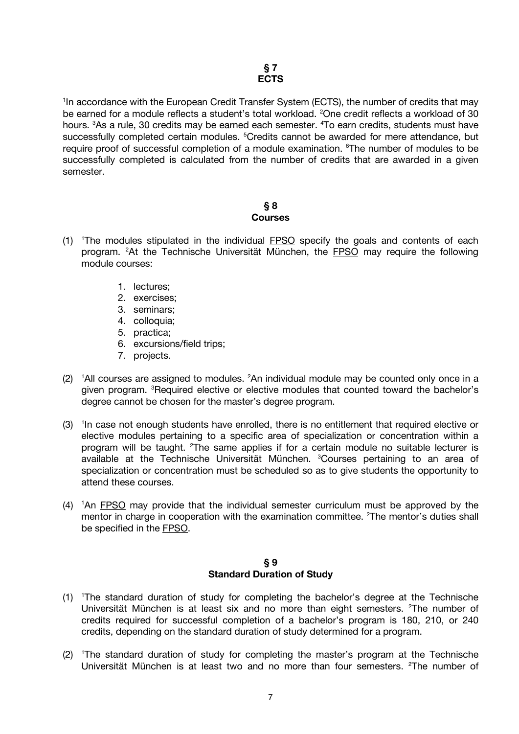## § 7
## ECTS

[1]In accordance with the European Credit Transfer System (ECTS), the number of credits that may be earned for a module reflects a student's total workload. [2]One credit reflects a workload of 30 hours. [3]As a rule, 30 credits may be earned each semester. [4]To earn credits, students must have successfully completed certain modules. [5]Credits cannot be awarded for mere attendance, but require proof of successful completion of a module examination. [6]The number of modules to be successfully completed is calculated from the number of credits that are awarded in a given semester.

## § 8
## Courses

(1) [1]The modules stipulated in the individual FPSO specify the goals and contents of each program. [2]At the Technische Universität München, the FPSO may require the following module courses:

1. lectures;
2. exercises;
3. seminars;
4. colloquia;
5. practica;
6. excursions/field trips;
7. projects.

(2) [1]All courses are assigned to modules. [2]An individual module may be counted only once in a given program. [3]Required elective or elective modules that counted toward the bachelor's degree cannot be chosen for the master's degree program.

(3) [1]In case not enough students have enrolled, there is no entitlement that required elective or elective modules pertaining to a specific area of specialization or concentration within a program will be taught. [2]The same applies if for a certain module no suitable lecturer is available at the Technische Universität München. [3]Courses pertaining to an area of specialization or concentration must be scheduled so as to give students the opportunity to attend these courses.

(4) [1]An FPSO may provide that the individual semester curriculum must be approved by the mentor in charge in cooperation with the examination committee. [2]The mentor's duties shall be specified in the FPSO.

## § 9
## Standard Duration of Study

(1) [1]The standard duration of study for completing the bachelor's degree at the Technische Universität München is at least six and no more than eight semesters. [2]The number of credits required for successful completion of a bachelor's program is 180, 210, or 240 credits, depending on the standard duration of study determined for a program.

(2) [1]The standard duration of study for completing the master's program at the Technische Universität München is at least two and no more than four semesters. [2]The number of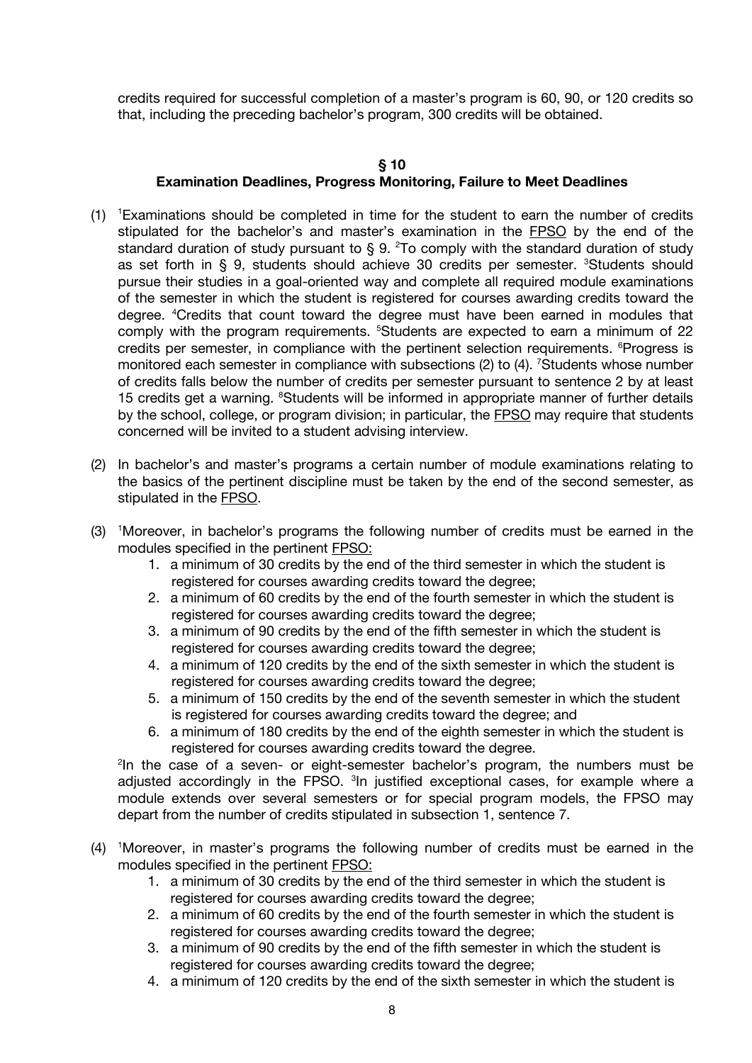credits required for successful completion of a master's program is 60, 90, or 120 credits so that, including the preceding bachelor's program, 300 credits will be obtained.

## § 10
## Examination Deadlines, Progress Monitoring, Failure to Meet Deadlines

(1) [1]Examinations should be completed in time for the student to earn the number of credits stipulated for the bachelor's and master's examination in the FPSO by the end of the standard duration of study pursuant to § 9. [2]To comply with the standard duration of study as set forth in § 9, students should achieve 30 credits per semester. [3]Students should pursue their studies in a goal-oriented way and complete all required module examinations of the semester in which the student is registered for courses awarding credits toward the degree. [4]Credits that count toward the degree must have been earned in modules that comply with the program requirements. [5]Students are expected to earn a minimum of 22 credits per semester, in compliance with the pertinent selection requirements. [6]Progress is monitored each semester in compliance with subsections (2) to (4). [7]Students whose number of credits falls below the number of credits per semester pursuant to sentence 2 by at least 15 credits get a warning. [8]Students will be informed in appropriate manner of further details by the school, college, or program division; in particular, the FPSO may require that students concerned will be invited to a student advising interview.

(2) In bachelor's and master's programs a certain number of module examinations relating to the basics of the pertinent discipline must be taken by the end of the second semester, as stipulated in the FPSO.

(3) [1]Moreover, in bachelor's programs the following number of credits must be earned in the modules specified in the pertinent FPSO:
   1. a minimum of 30 credits by the end of the third semester in which the student is registered for courses awarding credits toward the degree;
   2. a minimum of 60 credits by the end of the fourth semester in which the student is registered for courses awarding credits toward the degree;
   3. a minimum of 90 credits by the end of the fifth semester in which the student is registered for courses awarding credits toward the degree;
   4. a minimum of 120 credits by the end of the sixth semester in which the student is registered for courses awarding credits toward the degree;
   5. a minimum of 150 credits by the end of the seventh semester in which the student is registered for courses awarding credits toward the degree; and
   6. a minimum of 180 credits by the end of the eighth semester in which the student is registered for courses awarding credits toward the degree.

   [2]In the case of a seven- or eight-semester bachelor's program, the numbers must be adjusted accordingly in the FPSO. [3]In justified exceptional cases, for example where a module extends over several semesters or for special program models, the FPSO may depart from the number of credits stipulated in subsection 1, sentence 7.

(4) [1]Moreover, in master's programs the following number of credits must be earned in the modules specified in the pertinent FPSO:
   1. a minimum of 30 credits by the end of the third semester in which the student is registered for courses awarding credits toward the degree;
   2. a minimum of 60 credits by the end of the fourth semester in which the student is registered for courses awarding credits toward the degree;
   3. a minimum of 90 credits by the end of the fifth semester in which the student is registered for courses awarding credits toward the degree;
   4. a minimum of 120 credits by the end of the sixth semester in which the student is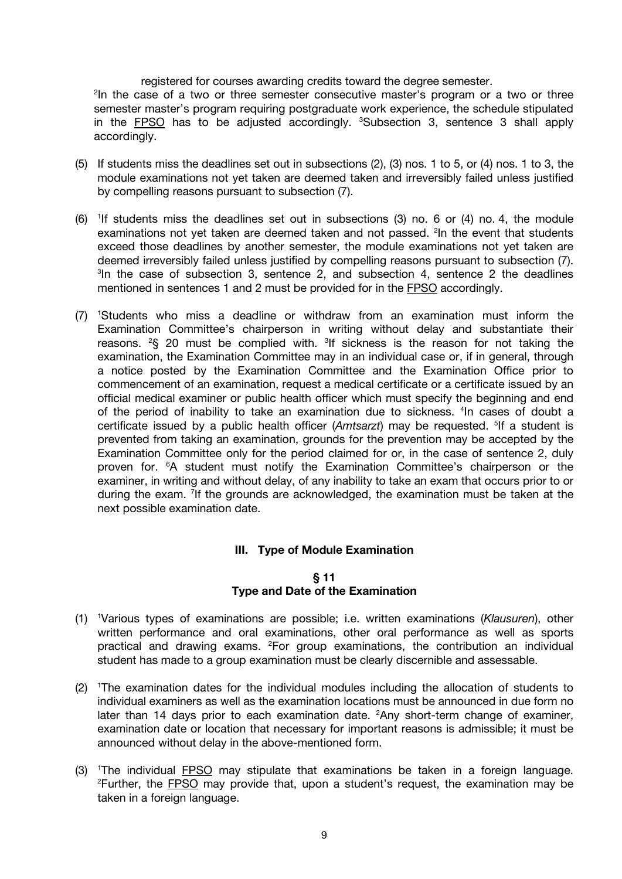registered for courses awarding credits toward the degree semester.

[2]In the case of a two or three semester consecutive master's program or a two or three semester master's program requiring postgraduate work experience, the schedule stipulated in the FPSO has to be adjusted accordingly. [3]Subsection 3, sentence 3 shall apply accordingly.

(5) If students miss the deadlines set out in subsections (2), (3) nos. 1 to 5, or (4) nos. 1 to 3, the module examinations not yet taken are deemed taken and irreversibly failed unless justified by compelling reasons pursuant to subsection (7).

(6) [1]If students miss the deadlines set out in subsections (3) no. 6 or (4) no. 4, the module examinations not yet taken are deemed taken and not passed. [2]In the event that students exceed those deadlines by another semester, the module examinations not yet taken are deemed irreversibly failed unless justified by compelling reasons pursuant to subsection (7). [3]In the case of subsection 3, sentence 2, and subsection 4, sentence 2 the deadlines mentioned in sentences 1 and 2 must be provided for in the FPSO accordingly.

(7) [1]Students who miss a deadline or withdraw from an examination must inform the Examination Committee's chairperson in writing without delay and substantiate their reasons. [2]§ 20 must be complied with. [3]If sickness is the reason for not taking the examination, the Examination Committee may in an individual case or, if in general, through a notice posted by the Examination Committee and the Examination Office prior to commencement of an examination, request a medical certificate or a certificate issued by an official medical examiner or public health officer which must specify the beginning and end of the period of inability to take an examination due to sickness. [4]In cases of doubt a certificate issued by a public health officer (*Amtsarzt*) may be requested. [5]If a student is prevented from taking an examination, grounds for the prevention may be accepted by the Examination Committee only for the period claimed for or, in the case of sentence 2, duly proven for. [6]A student must notify the Examination Committee's chairperson or the examiner, in writing and without delay, of any inability to take an exam that occurs prior to or during the exam. [7]If the grounds are acknowledged, the examination must be taken at the next possible examination date.

## III. Type of Module Examination

### § 11
### Type and Date of the Examination

(1) [1]Various types of examinations are possible; i.e. written examinations (*Klausuren*), other written performance and oral examinations, other oral performance as well as sports practical and drawing exams. [2]For group examinations, the contribution an individual student has made to a group examination must be clearly discernible and assessable.

(2) [1]The examination dates for the individual modules including the allocation of students to individual examiners as well as the examination locations must be announced in due form no later than 14 days prior to each examination date. [2]Any short-term change of examiner, examination date or location that necessary for important reasons is admissible; it must be announced without delay in the above-mentioned form.

(3) [1]The individual FPSO may stipulate that examinations be taken in a foreign language. [2]Further, the FPSO may provide that, upon a student's request, the examination may be taken in a foreign language.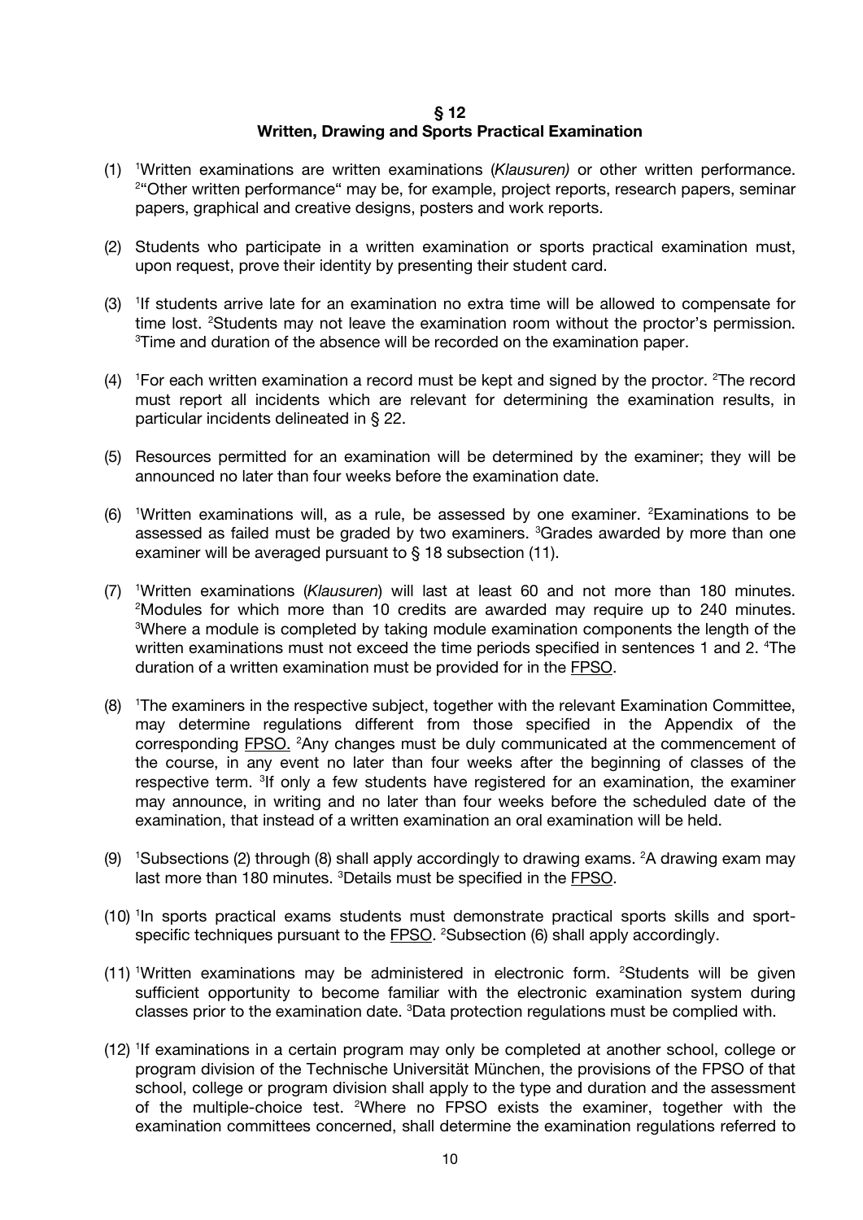## § 12
## Written, Drawing and Sports Practical Examination

(1) [1]Written examinations are written examinations (*Klausuren)* or other written performance. [2]"Other written performance" may be, for example, project reports, research papers, seminar papers, graphical and creative designs, posters and work reports.

(2) Students who participate in a written examination or sports practical examination must, upon request, prove their identity by presenting their student card.

(3) [1]If students arrive late for an examination no extra time will be allowed to compensate for time lost. [2]Students may not leave the examination room without the proctor's permission. [3]Time and duration of the absence will be recorded on the examination paper.

(4) [1]For each written examination a record must be kept and signed by the proctor. [2]The record must report all incidents which are relevant for determining the examination results, in particular incidents delineated in § 22.

(5) Resources permitted for an examination will be determined by the examiner; they will be announced no later than four weeks before the examination date.

(6) [1]Written examinations will, as a rule, be assessed by one examiner. [2]Examinations to be assessed as failed must be graded by two examiners. [3]Grades awarded by more than one examiner will be averaged pursuant to § 18 subsection (11).

(7) [1]Written examinations (*Klausuren*) will last at least 60 and not more than 180 minutes. [2]Modules for which more than 10 credits are awarded may require up to 240 minutes. [3]Where a module is completed by taking module examination components the length of the written examinations must not exceed the time periods specified in sentences 1 and 2. [4]The duration of a written examination must be provided for in the FPSO.

(8) [1]The examiners in the respective subject, together with the relevant Examination Committee, may determine regulations different from those specified in the Appendix of the corresponding FPSO. [2]Any changes must be duly communicated at the commencement of the course, in any event no later than four weeks after the beginning of classes of the respective term. [3]If only a few students have registered for an examination, the examiner may announce, in writing and no later than four weeks before the scheduled date of the examination, that instead of a written examination an oral examination will be held.

(9) [1]Subsections (2) through (8) shall apply accordingly to drawing exams. [2]A drawing exam may last more than 180 minutes. [3]Details must be specified in the FPSO.

(10) [1]In sports practical exams students must demonstrate practical sports skills and sport-specific techniques pursuant to the FPSO. [2]Subsection (6) shall apply accordingly.

(11) [1]Written examinations may be administered in electronic form. [2]Students will be given sufficient opportunity to become familiar with the electronic examination system during classes prior to the examination date. [3]Data protection regulations must be complied with.

(12) [1]If examinations in a certain program may only be completed at another school, college or program division of the Technische Universität München, the provisions of the FPSO of that school, college or program division shall apply to the type and duration and the assessment of the multiple-choice test. [2]Where no FPSO exists the examiner, together with the examination committees concerned, shall determine the examination regulations referred to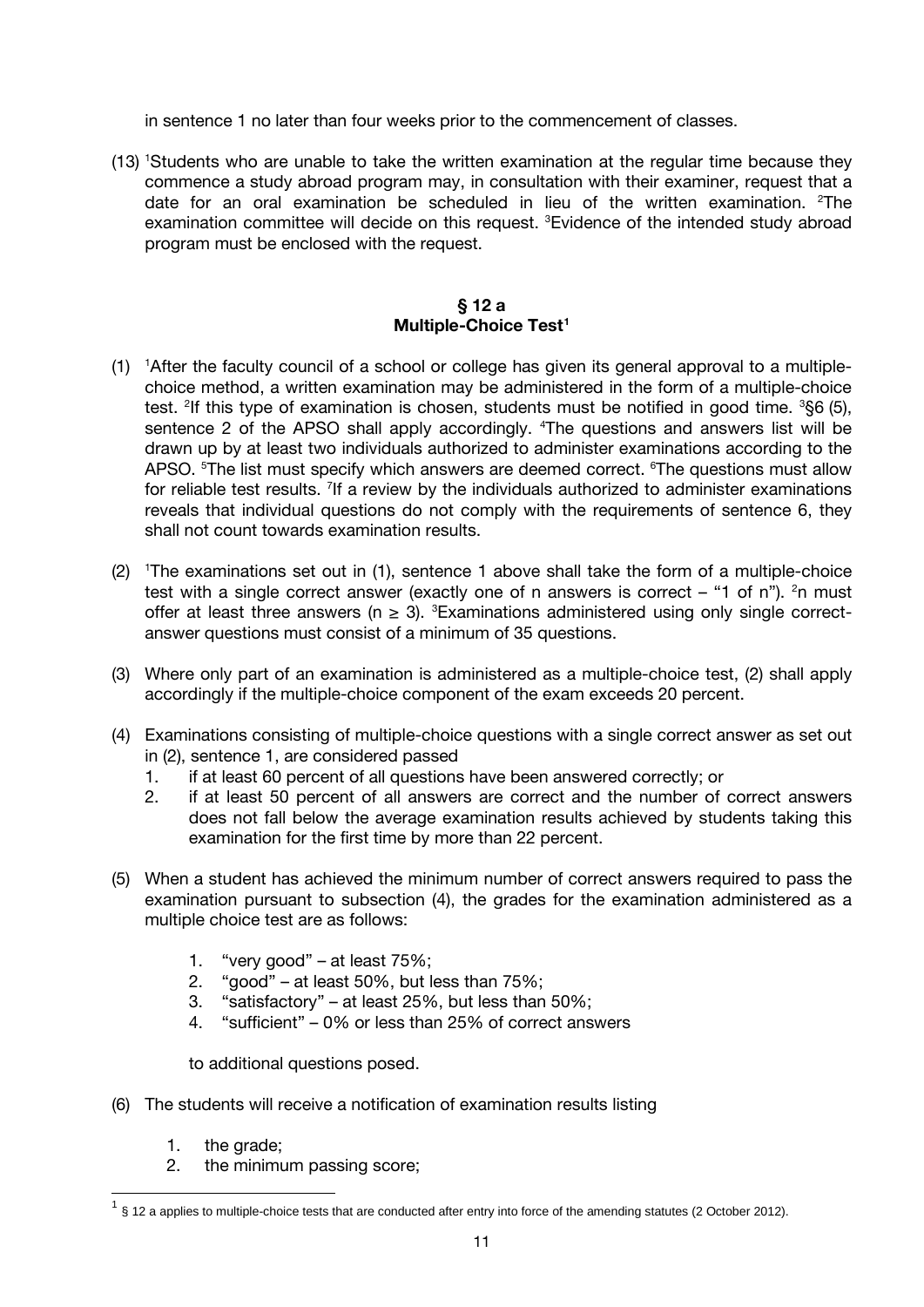in sentence 1 no later than four weeks prior to the commencement of classes.

(13) [1]Students who are unable to take the written examination at the regular time because they commence a study abroad program may, in consultation with their examiner, request that a date for an oral examination be scheduled in lieu of the written examination. [2]The examination committee will decide on this request. [3]Evidence of the intended study abroad program must be enclosed with the request.

## § 12 a
## Multiple-Choice Test[1]

(1) [1]After the faculty council of a school or college has given its general approval to a multiple-choice method, a written examination may be administered in the form of a multiple-choice test. [2]If this type of examination is chosen, students must be notified in good time. [3]§6 (5), sentence 2 of the APSO shall apply accordingly. [4]The questions and answers list will be drawn up by at least two individuals authorized to administer examinations according to the APSO. [5]The list must specify which answers are deemed correct. [6]The questions must allow for reliable test results. [7]If a review by the individuals authorized to administer examinations reveals that individual questions do not comply with the requirements of sentence 6, they shall not count towards examination results.

(2) [1]The examinations set out in (1), sentence 1 above shall take the form of a multiple-choice test with a single correct answer (exactly one of n answers is correct – "1 of n"). [2]n must offer at least three answers ($n \geq 3$). [3]Examinations administered using only single correct-answer questions must consist of a minimum of 35 questions.

(3) Where only part of an examination is administered as a multiple-choice test, (2) shall apply accordingly if the multiple-choice component of the exam exceeds 20 percent.

(4) Examinations consisting of multiple-choice questions with a single correct answer as set out in (2), sentence 1, are considered passed
   1. if at least 60 percent of all questions have been answered correctly; or
   2. if at least 50 percent of all answers are correct and the number of correct answers does not fall below the average examination results achieved by students taking this examination for the first time by more than 22 percent.

(5) When a student has achieved the minimum number of correct answers required to pass the examination pursuant to subsection (4), the grades for the examination administered as a multiple choice test are as follows:

   1. "very good" – at least 75%;
   2. "good" – at least 50%, but less than 75%;
   3. "satisfactory" – at least 25%, but less than 50%;
   4. "sufficient" – 0% or less than 25% of correct answers

   to additional questions posed.

(6) The students will receive a notification of examination results listing

   1. the grade;
   2. the minimum passing score;

[1] § 12 a applies to multiple-choice tests that are conducted after entry into force of the amending statutes (2 October 2012).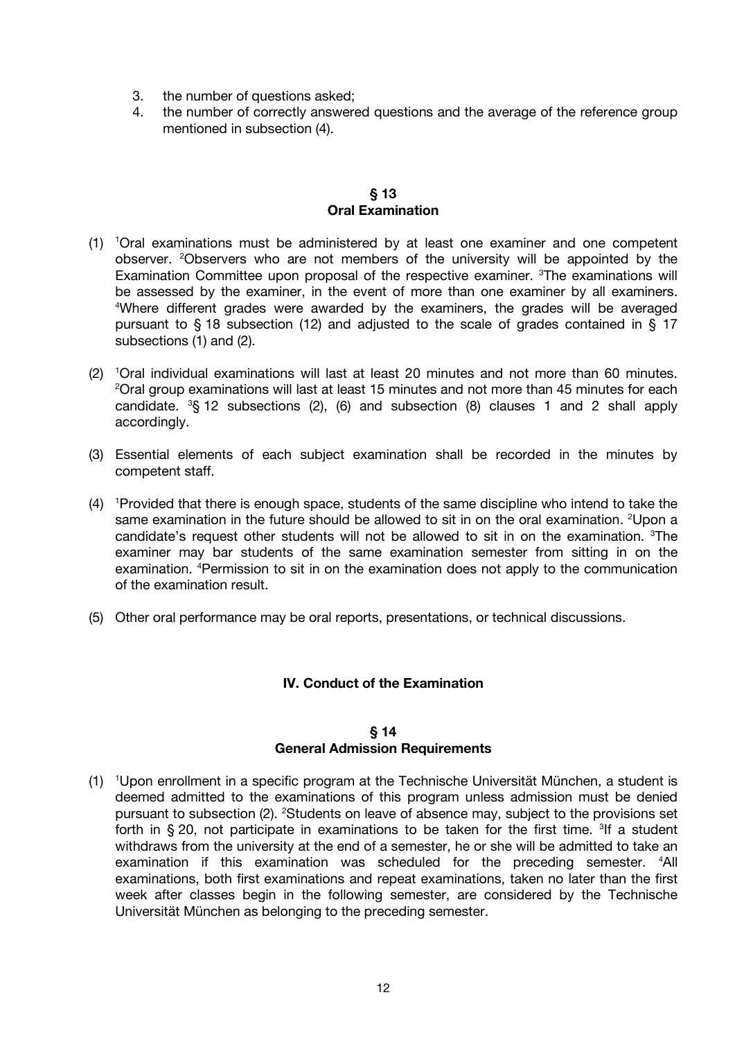3. the number of questions asked;
4. the number of correctly answered questions and the average of the reference group mentioned in subsection (4).

### § 13
### Oral Examination

(1) [1]Oral examinations must be administered by at least one examiner and one competent observer. [2]Observers who are not members of the university will be appointed by the Examination Committee upon proposal of the respective examiner. [3]The examinations will be assessed by the examiner, in the event of more than one examiner by all examiners. [4]Where different grades were awarded by the examiners, the grades will be averaged pursuant to § 18 subsection (12) and adjusted to the scale of grades contained in § 17 subsections (1) and (2).

(2) [1]Oral individual examinations will last at least 20 minutes and not more than 60 minutes. [2]Oral group examinations will last at least 15 minutes and not more than 45 minutes for each candidate. [3]§ 12 subsections (2), (6) and subsection (8) clauses 1 and 2 shall apply accordingly.

(3) Essential elements of each subject examination shall be recorded in the minutes by competent staff.

(4) [1]Provided that there is enough space, students of the same discipline who intend to take the same examination in the future should be allowed to sit in on the oral examination. [2]Upon a candidate's request other students will not be allowed to sit in on the examination. [3]The examiner may bar students of the same examination semester from sitting in on the examination. [4]Permission to sit in on the examination does not apply to the communication of the examination result.

(5) Other oral performance may be oral reports, presentations, or technical discussions.

## IV. Conduct of the Examination

### § 14
### General Admission Requirements

(1) [1]Upon enrollment in a specific program at the Technische Universität München, a student is deemed admitted to the examinations of this program unless admission must be denied pursuant to subsection (2). [2]Students on leave of absence may, subject to the provisions set forth in § 20, not participate in examinations to be taken for the first time. [3]If a student withdraws from the university at the end of a semester, he or she will be admitted to take an examination if this examination was scheduled for the preceding semester. [4]All examinations, both first examinations and repeat examinations, taken no later than the first week after classes begin in the following semester, are considered by the Technische Universität München as belonging to the preceding semester.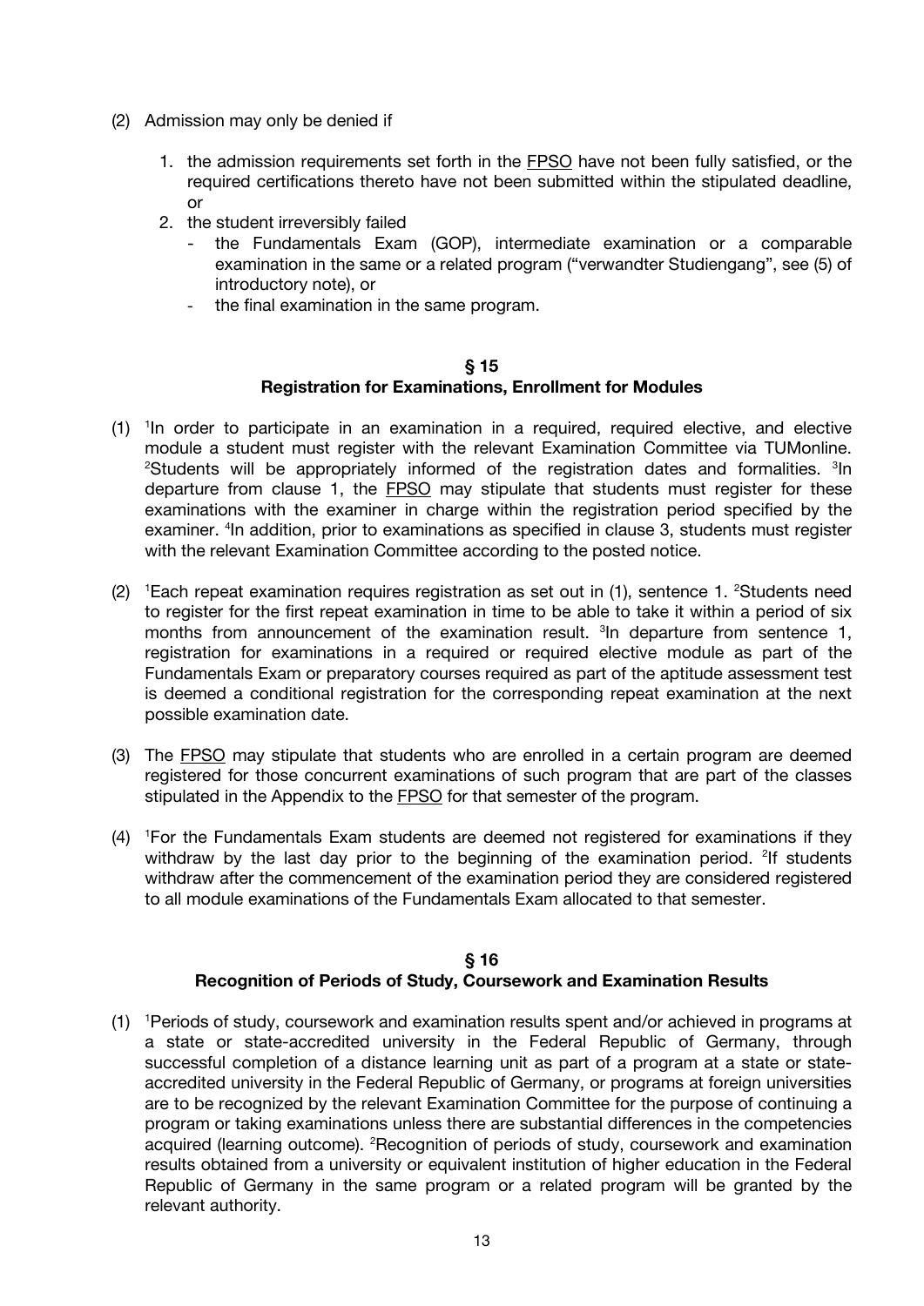(2) Admission may only be denied if

1. the admission requirements set forth in the FPSO have not been fully satisfied, or the required certifications thereto have not been submitted within the stipulated deadline, or
2. the student irreversibly failed
   - the Fundamentals Exam (GOP), intermediate examination or a comparable examination in the same or a related program ("verwandter Studiengang", see (5) of introductory note), or
   - the final examination in the same program.

## § 15
## Registration for Examinations, Enrollment for Modules

(1) [1]In order to participate in an examination in a required, required elective, and elective module a student must register with the relevant Examination Committee via TUMonline. [2]Students will be appropriately informed of the registration dates and formalities. [3]In departure from clause 1, the FPSO may stipulate that students must register for these examinations with the examiner in charge within the registration period specified by the examiner. [4]In addition, prior to examinations as specified in clause 3, students must register with the relevant Examination Committee according to the posted notice.

(2) [1]Each repeat examination requires registration as set out in (1), sentence 1. [2]Students need to register for the first repeat examination in time to be able to take it within a period of six months from announcement of the examination result. [3]In departure from sentence 1, registration for examinations in a required or required elective module as part of the Fundamentals Exam or preparatory courses required as part of the aptitude assessment test is deemed a conditional registration for the corresponding repeat examination at the next possible examination date.

(3) The FPSO may stipulate that students who are enrolled in a certain program are deemed registered for those concurrent examinations of such program that are part of the classes stipulated in the Appendix to the FPSO for that semester of the program.

(4) [1]For the Fundamentals Exam students are deemed not registered for examinations if they withdraw by the last day prior to the beginning of the examination period. [2]If students withdraw after the commencement of the examination period they are considered registered to all module examinations of the Fundamentals Exam allocated to that semester.

## § 16
## Recognition of Periods of Study, Coursework and Examination Results

(1) [1]Periods of study, coursework and examination results spent and/or achieved in programs at a state or state-accredited university in the Federal Republic of Germany, through successful completion of a distance learning unit as part of a program at a state or state-accredited university in the Federal Republic of Germany, or programs at foreign universities are to be recognized by the relevant Examination Committee for the purpose of continuing a program or taking examinations unless there are substantial differences in the competencies acquired (learning outcome). [2]Recognition of periods of study, coursework and examination results obtained from a university or equivalent institution of higher education in the Federal Republic of Germany in the same program or a related program will be granted by the relevant authority.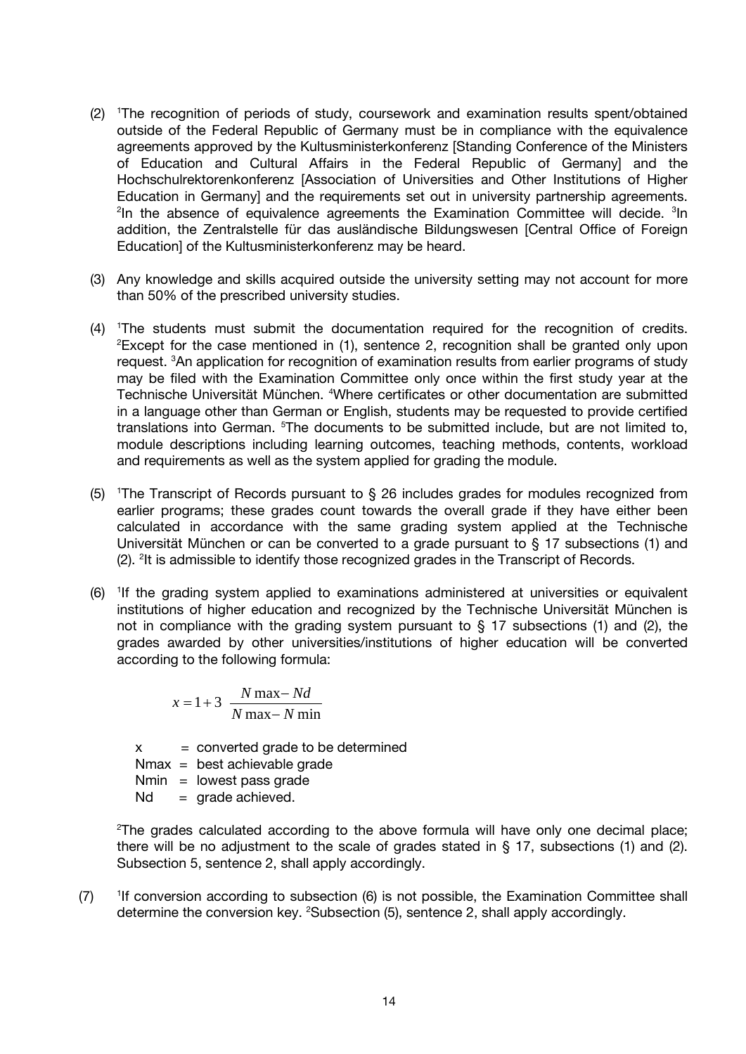(2) [1]The recognition of periods of study, coursework and examination results spent/obtained outside of the Federal Republic of Germany must be in compliance with the equivalence agreements approved by the Kultusministerkonferenz [Standing Conference of the Ministers of Education and Cultural Affairs in the Federal Republic of Germany] and the Hochschulrektorenkonferenz [Association of Universities and Other Institutions of Higher Education in Germany] and the requirements set out in university partnership agreements. [2]In the absence of equivalence agreements the Examination Committee will decide. [3]In addition, the Zentralstelle für das ausländische Bildungswesen [Central Office of Foreign Education] of the Kultusministerkonferenz may be heard.

(3) Any knowledge and skills acquired outside the university setting may not account for more than 50% of the prescribed university studies.

(4) [1]The students must submit the documentation required for the recognition of credits. [2]Except for the case mentioned in (1), sentence 2, recognition shall be granted only upon request. [3]An application for recognition of examination results from earlier programs of study may be filed with the Examination Committee only once within the first study year at the Technische Universität München. [4]Where certificates or other documentation are submitted in a language other than German or English, students may be requested to provide certified translations into German. [5]The documents to be submitted include, but are not limited to, module descriptions including learning outcomes, teaching methods, contents, workload and requirements as well as the system applied for grading the module.

(5) [1]The Transcript of Records pursuant to § 26 includes grades for modules recognized from earlier programs; these grades count towards the overall grade if they have either been calculated in accordance with the same grading system applied at the Technische Universität München or can be converted to a grade pursuant to § 17 subsections (1) and (2). [2]It is admissible to identify those recognized grades in the Transcript of Records.

(6) [1]If the grading system applied to examinations administered at universities or equivalent institutions of higher education and recognized by the Technische Universität München is not in compliance with the grading system pursuant to § 17 subsections (1) and (2), the grades awarded by other universities/institutions of higher education will be converted according to the following formula:

$$x = 1 + 3 \; \frac{N\max - Nd}{N\max - N\min}$$

x = converted grade to be determined  
Nmax = best achievable grade  
Nmin = lowest pass grade  
Nd = grade achieved.

[2]The grades calculated according to the above formula will have only one decimal place; there will be no adjustment to the scale of grades stated in § 17, subsections (1) and (2). Subsection 5, sentence 2, shall apply accordingly.

(7) [1]If conversion according to subsection (6) is not possible, the Examination Committee shall determine the conversion key. [2]Subsection (5), sentence 2, shall apply accordingly.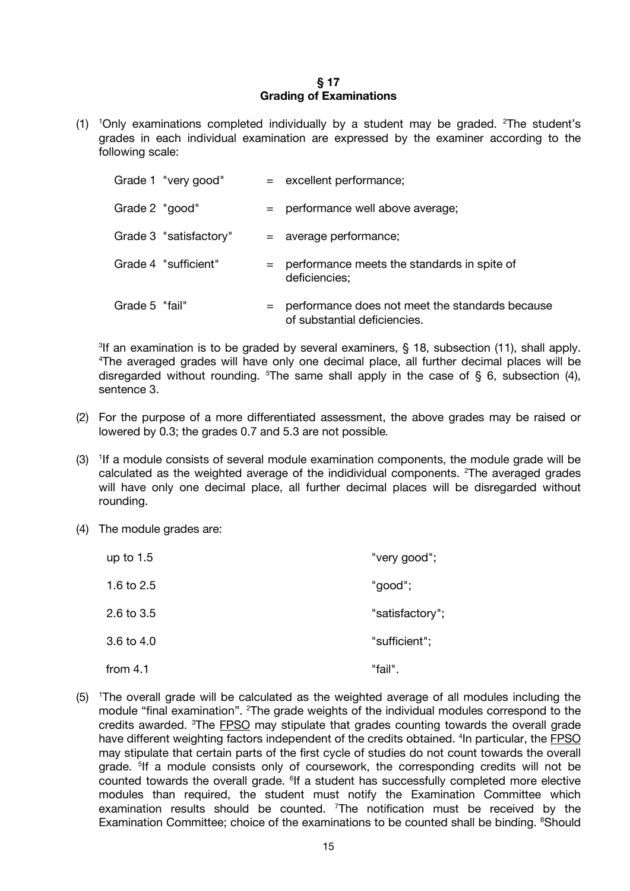## § 17
## Grading of Examinations

(1) [1]Only examinations completed individually by a student may be graded. [2]The student's grades in each individual examination are expressed by the examiner according to the following scale:

| | | |
|---|---|---|
| Grade 1 "very good" | = | excellent performance; |
| Grade 2 "good" | = | performance well above average; |
| Grade 3 "satisfactory" | = | average performance; |
| Grade 4 "sufficient" | = | performance meets the standards in spite of deficiencies; |
| Grade 5 "fail" | = | performance does not meet the standards because of substantial deficiencies. |

[3]If an examination is to be graded by several examiners, § 18, subsection (11), shall apply. [4]The averaged grades will have only one decimal place, all further decimal places will be disregarded without rounding. [5]The same shall apply in the case of § 6, subsection (4), sentence 3.

(2) For the purpose of a more differentiated assessment, the above grades may be raised or lowered by 0.3; the grades 0.7 and 5.3 are not possible.

(3) [1]If a module consists of several module examination components, the module grade will be calculated as the weighted average of the indidividual components. [2]The averaged grades will have only one decimal place, all further decimal places will be disregarded without rounding.

(4) The module grades are:

| | |
|---|---|
| up to 1.5 | "very good"; |
| 1.6 to 2.5 | "good"; |
| 2.6 to 3.5 | "satisfactory"; |
| 3.6 to 4.0 | "sufficient"; |
| from 4.1 | "fail". |

(5) [1]The overall grade will be calculated as the weighted average of all modules including the module "final examination". [2]The grade weights of the individual modules correspond to the credits awarded. [3]The FPSO may stipulate that grades counting towards the overall grade have different weighting factors independent of the credits obtained. [4]In particular, the FPSO may stipulate that certain parts of the first cycle of studies do not count towards the overall grade. [5]If a module consists only of coursework, the corresponding credits will not be counted towards the overall grade. [6]If a student has successfully completed more elective modules than required, the student must notify the Examination Committee which examination results should be counted. [7]The notification must be received by the Examination Committee; choice of the examinations to be counted shall be binding. [8]Should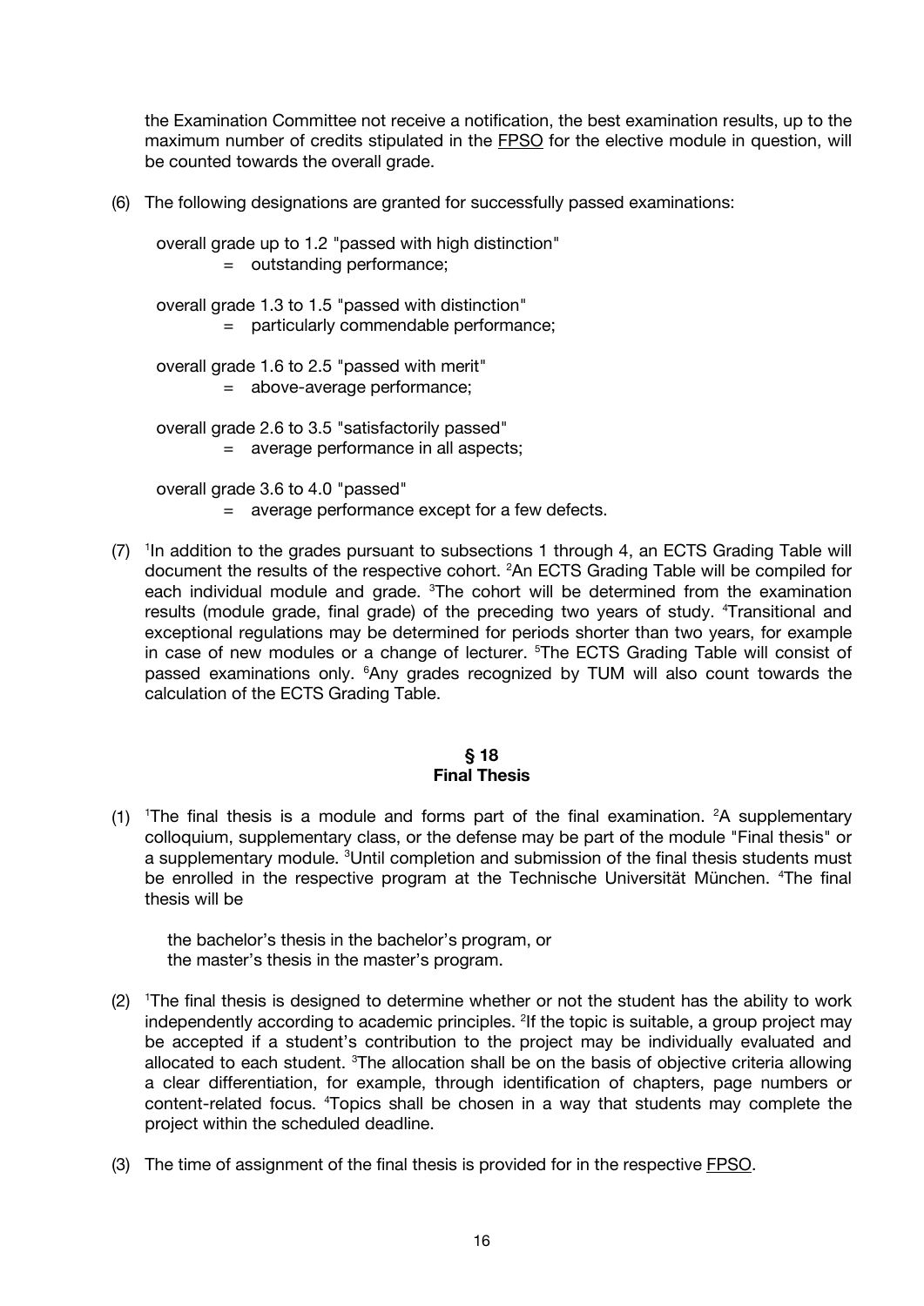the Examination Committee not receive a notification, the best examination results, up to the maximum number of credits stipulated in the FPSO for the elective module in question, will be counted towards the overall grade.

(6) The following designations are granted for successfully passed examinations:

overall grade up to 1.2 "passed with high distinction"
= outstanding performance;

overall grade 1.3 to 1.5 "passed with distinction"
= particularly commendable performance;

overall grade 1.6 to 2.5 "passed with merit"
= above-average performance;

overall grade 2.6 to 3.5 "satisfactorily passed"
= average performance in all aspects;

overall grade 3.6 to 4.0 "passed"
= average performance except for a few defects.

(7) [1]In addition to the grades pursuant to subsections 1 through 4, an ECTS Grading Table will document the results of the respective cohort. [2]An ECTS Grading Table will be compiled for each individual module and grade. [3]The cohort will be determined from the examination results (module grade, final grade) of the preceding two years of study. [4]Transitional and exceptional regulations may be determined for periods shorter than two years, for example in case of new modules or a change of lecturer. [5]The ECTS Grading Table will consist of passed examinations only. [6]Any grades recognized by TUM will also count towards the calculation of the ECTS Grading Table.

## § 18
## Final Thesis

(1) [1]The final thesis is a module and forms part of the final examination. [2]A supplementary colloquium, supplementary class, or the defense may be part of the module "Final thesis" or a supplementary module. [3]Until completion and submission of the final thesis students must be enrolled in the respective program at the Technische Universität München. [4]The final thesis will be

the bachelor's thesis in the bachelor's program, or
the master's thesis in the master's program.

(2) [1]The final thesis is designed to determine whether or not the student has the ability to work independently according to academic principles. [2]If the topic is suitable, a group project may be accepted if a student's contribution to the project may be individually evaluated and allocated to each student. [3]The allocation shall be on the basis of objective criteria allowing a clear differentiation, for example, through identification of chapters, page numbers or content-related focus. [4]Topics shall be chosen in a way that students may complete the project within the scheduled deadline.

(3) The time of assignment of the final thesis is provided for in the respective FPSO.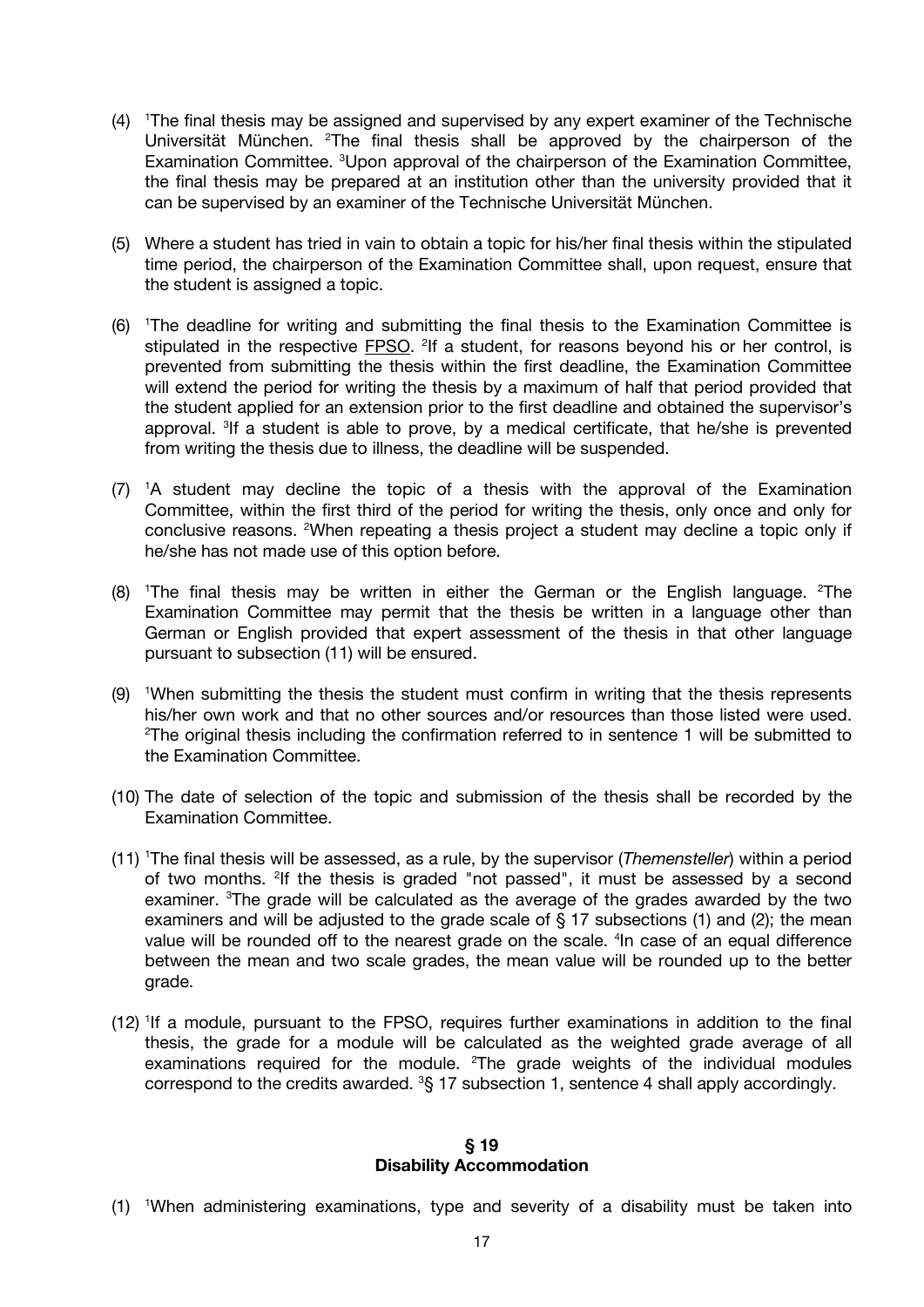(4) [1]The final thesis may be assigned and supervised by any expert examiner of the Technische Universität München. [2]The final thesis shall be approved by the chairperson of the Examination Committee. [3]Upon approval of the chairperson of the Examination Committee, the final thesis may be prepared at an institution other than the university provided that it can be supervised by an examiner of the Technische Universität München.

(5) Where a student has tried in vain to obtain a topic for his/her final thesis within the stipulated time period, the chairperson of the Examination Committee shall, upon request, ensure that the student is assigned a topic.

(6) [1]The deadline for writing and submitting the final thesis to the Examination Committee is stipulated in the respective FPSO. [2]If a student, for reasons beyond his or her control, is prevented from submitting the thesis within the first deadline, the Examination Committee will extend the period for writing the thesis by a maximum of half that period provided that the student applied for an extension prior to the first deadline and obtained the supervisor's approval. [3]If a student is able to prove, by a medical certificate, that he/she is prevented from writing the thesis due to illness, the deadline will be suspended.

(7) [1]A student may decline the topic of a thesis with the approval of the Examination Committee, within the first third of the period for writing the thesis, only once and only for conclusive reasons. [2]When repeating a thesis project a student may decline a topic only if he/she has not made use of this option before.

(8) [1]The final thesis may be written in either the German or the English language. [2]The Examination Committee may permit that the thesis be written in a language other than German or English provided that expert assessment of the thesis in that other language pursuant to subsection (11) will be ensured.

(9) [1]When submitting the thesis the student must confirm in writing that the thesis represents his/her own work and that no other sources and/or resources than those listed were used. [2]The original thesis including the confirmation referred to in sentence 1 will be submitted to the Examination Committee.

(10) The date of selection of the topic and submission of the thesis shall be recorded by the Examination Committee.

(11) [1]The final thesis will be assessed, as a rule, by the supervisor (*Themensteller*) within a period of two months. [2]If the thesis is graded "not passed", it must be assessed by a second examiner. [3]The grade will be calculated as the average of the grades awarded by the two examiners and will be adjusted to the grade scale of § 17 subsections (1) and (2); the mean value will be rounded off to the nearest grade on the scale. [4]In case of an equal difference between the mean and two scale grades, the mean value will be rounded up to the better grade.

(12) [1]If a module, pursuant to the FPSO, requires further examinations in addition to the final thesis, the grade for a module will be calculated as the weighted grade average of all examinations required for the module. [2]The grade weights of the individual modules correspond to the credits awarded. [3]§ 17 subsection 1, sentence 4 shall apply accordingly.

## § 19
## Disability Accommodation

(1) [1]When administering examinations, type and severity of a disability must be taken into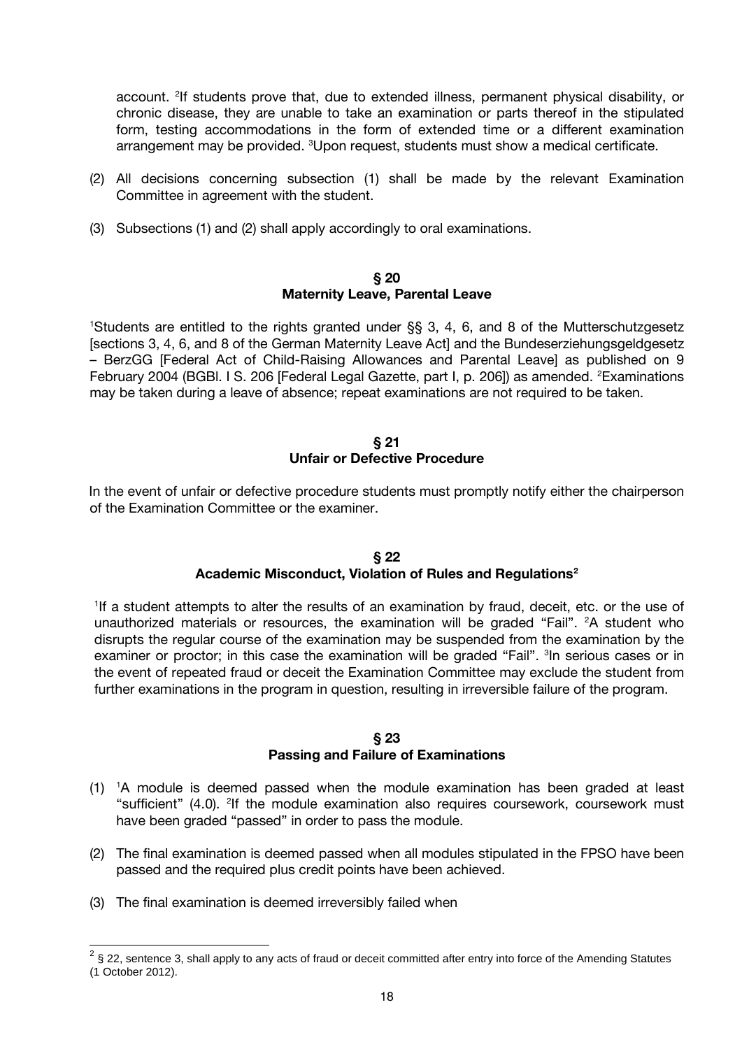account. [2]If students prove that, due to extended illness, permanent physical disability, or chronic disease, they are unable to take an examination or parts thereof in the stipulated form, testing accommodations in the form of extended time or a different examination arrangement may be provided. [3]Upon request, students must show a medical certificate.

(2) All decisions concerning subsection (1) shall be made by the relevant Examination Committee in agreement with the student.

(3) Subsections (1) and (2) shall apply accordingly to oral examinations.

## § 20
## Maternity Leave, Parental Leave

[1]Students are entitled to the rights granted under §§ 3, 4, 6, and 8 of the Mutterschutzgesetz [sections 3, 4, 6, and 8 of the German Maternity Leave Act] and the Bundeserziehungsgeldgesetz – BerzGG [Federal Act of Child-Raising Allowances and Parental Leave] as published on 9 February 2004 (BGBl. I S. 206 [Federal Legal Gazette, part I, p. 206]) as amended. [2]Examinations may be taken during a leave of absence; repeat examinations are not required to be taken.

## § 21
## Unfair or Defective Procedure

In the event of unfair or defective procedure students must promptly notify either the chairperson of the Examination Committee or the examiner.

## § 22
## Academic Misconduct, Violation of Rules and Regulations[2]

[1]If a student attempts to alter the results of an examination by fraud, deceit, etc. or the use of unauthorized materials or resources, the examination will be graded "Fail". [2]A student who disrupts the regular course of the examination may be suspended from the examination by the examiner or proctor; in this case the examination will be graded "Fail". [3]In serious cases or in the event of repeated fraud or deceit the Examination Committee may exclude the student from further examinations in the program in question, resulting in irreversible failure of the program.

## § 23
## Passing and Failure of Examinations

(1) [1]A module is deemed passed when the module examination has been graded at least "sufficient" (4.0). [2]If the module examination also requires coursework, coursework must have been graded "passed" in order to pass the module.

(2) The final examination is deemed passed when all modules stipulated in the FPSO have been passed and the required plus credit points have been achieved.

(3) The final examination is deemed irreversibly failed when

---

[2] § 22, sentence 3, shall apply to any acts of fraud or deceit committed after entry into force of the Amending Statutes (1 October 2012).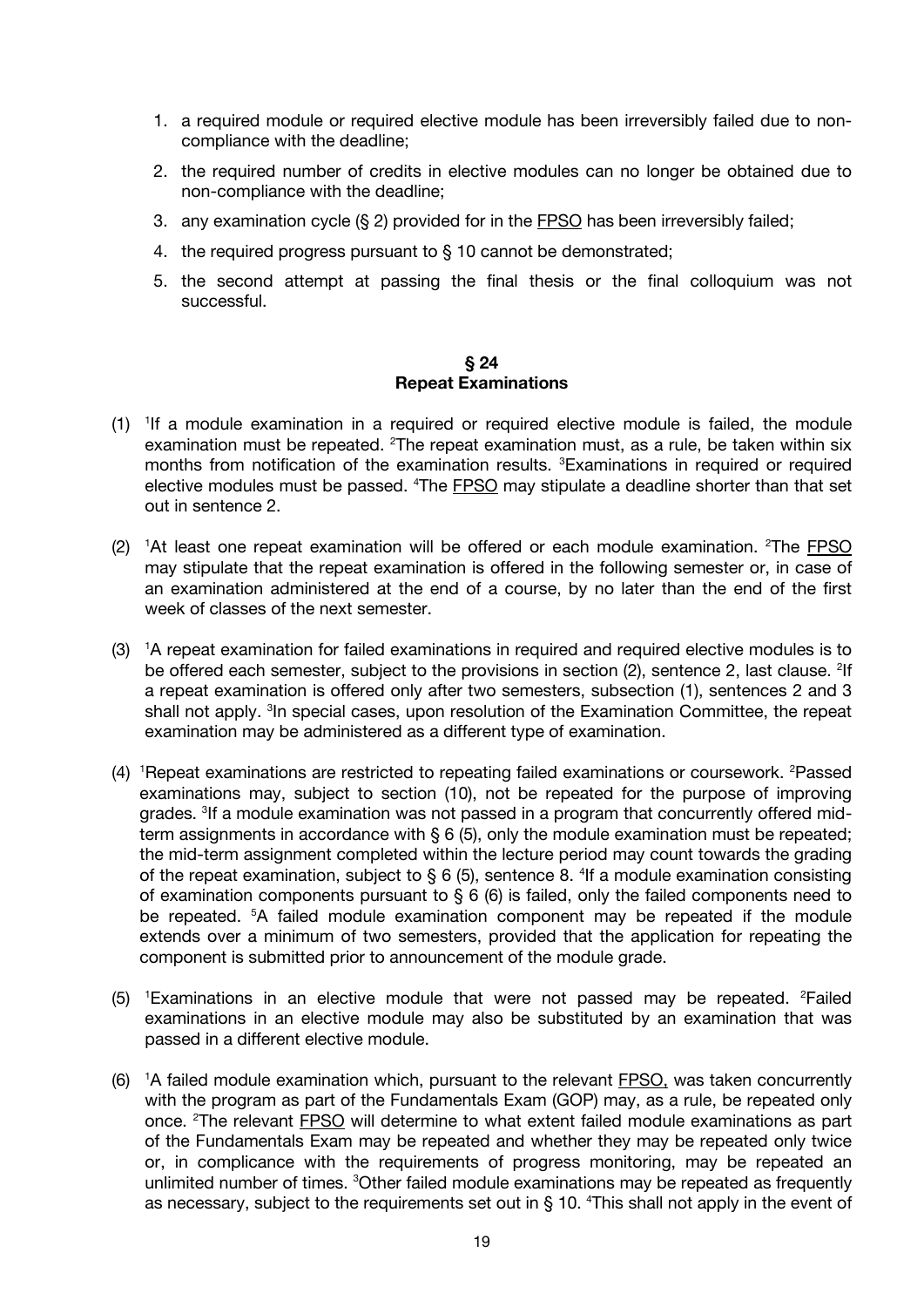1. a required module or required elective module has been irreversibly failed due to non-compliance with the deadline;
2. the required number of credits in elective modules can no longer be obtained due to non-compliance with the deadline;
3. any examination cycle (§ 2) provided for in the FPSO has been irreversibly failed;
4. the required progress pursuant to § 10 cannot be demonstrated;
5. the second attempt at passing the final thesis or the final colloquium was not successful.

## § 24
## Repeat Examinations

(1) [1]If a module examination in a required or required elective module is failed, the module examination must be repeated. [2]The repeat examination must, as a rule, be taken within six months from notification of the examination results. [3]Examinations in required or required elective modules must be passed. [4]The FPSO may stipulate a deadline shorter than that set out in sentence 2.

(2) [1]At least one repeat examination will be offered or each module examination. [2]The FPSO may stipulate that the repeat examination is offered in the following semester or, in case of an examination administered at the end of a course, by no later than the end of the first week of classes of the next semester.

(3) [1]A repeat examination for failed examinations in required and required elective modules is to be offered each semester, subject to the provisions in section (2), sentence 2, last clause. [2]If a repeat examination is offered only after two semesters, subsection (1), sentences 2 and 3 shall not apply. [3]In special cases, upon resolution of the Examination Committee, the repeat examination may be administered as a different type of examination.

(4) [1]Repeat examinations are restricted to repeating failed examinations or coursework. [2]Passed examinations may, subject to section (10), not be repeated for the purpose of improving grades. [3]If a module examination was not passed in a program that concurrently offered mid-term assignments in accordance with § 6 (5), only the module examination must be repeated; the mid-term assignment completed within the lecture period may count towards the grading of the repeat examination, subject to § 6 (5), sentence 8. [4]If a module examination consisting of examination components pursuant to § 6 (6) is failed, only the failed components need to be repeated. [5]A failed module examination component may be repeated if the module extends over a minimum of two semesters, provided that the application for repeating the component is submitted prior to announcement of the module grade.

(5) [1]Examinations in an elective module that were not passed may be repeated. [2]Failed examinations in an elective module may also be substituted by an examination that was passed in a different elective module.

(6) [1]A failed module examination which, pursuant to the relevant FPSO, was taken concurrently with the program as part of the Fundamentals Exam (GOP) may, as a rule, be repeated only once. [2]The relevant FPSO will determine to what extent failed module examinations as part of the Fundamentals Exam may be repeated and whether they may be repeated only twice or, in complicance with the requirements of progress monitoring, may be repeated an unlimited number of times. [3]Other failed module examinations may be repeated as frequently as necessary, subject to the requirements set out in § 10. [4]This shall not apply in the event of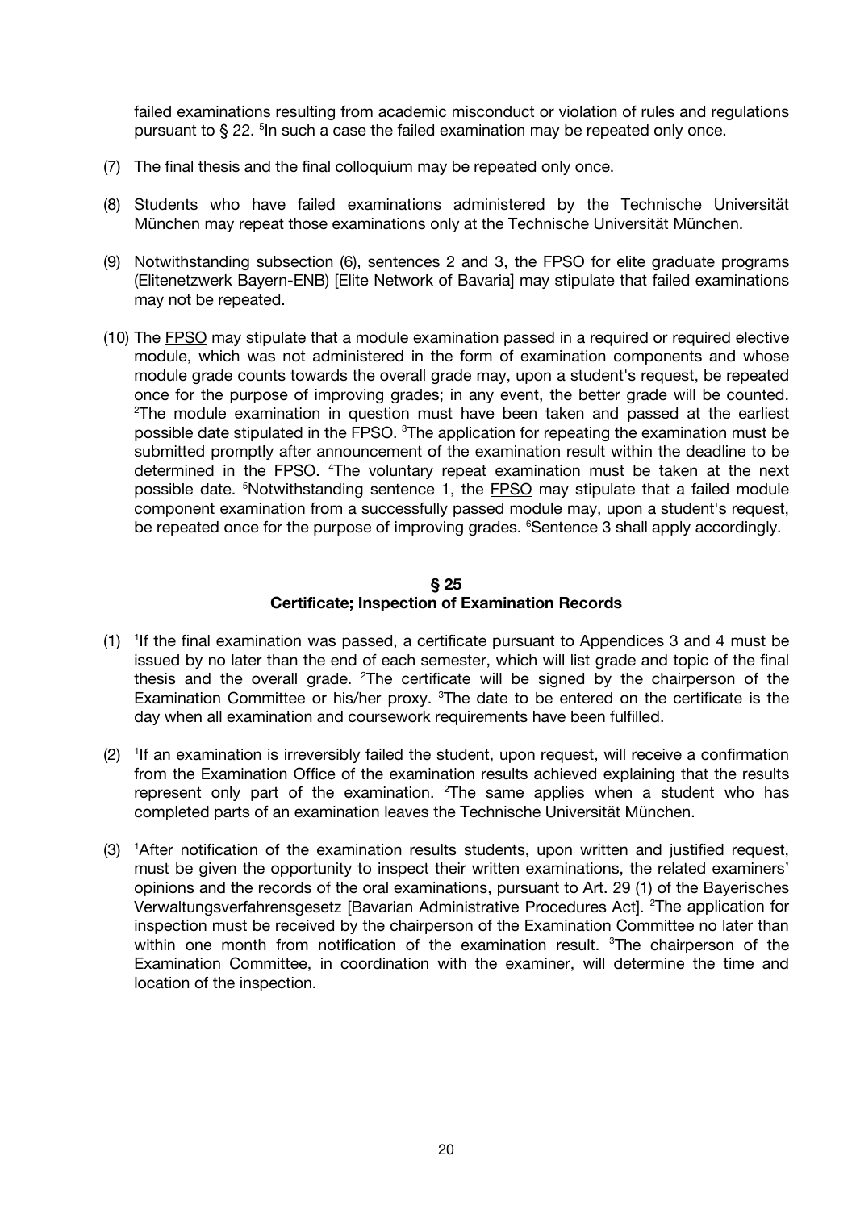failed examinations resulting from academic misconduct or violation of rules and regulations pursuant to § 22. [5]In such a case the failed examination may be repeated only once.

(7) The final thesis and the final colloquium may be repeated only once.

(8) Students who have failed examinations administered by the Technische Universität München may repeat those examinations only at the Technische Universität München.

(9) Notwithstanding subsection (6), sentences 2 and 3, the FPSO for elite graduate programs (Elitenetzwerk Bayern-ENB) [Elite Network of Bavaria] may stipulate that failed examinations may not be repeated.

(10) The FPSO may stipulate that a module examination passed in a required or required elective module, which was not administered in the form of examination components and whose module grade counts towards the overall grade may, upon a student's request, be repeated once for the purpose of improving grades; in any event, the better grade will be counted. [2]The module examination in question must have been taken and passed at the earliest possible date stipulated in the FPSO. [3]The application for repeating the examination must be submitted promptly after announcement of the examination result within the deadline to be determined in the FPSO. [4]The voluntary repeat examination must be taken at the next possible date. [5]Notwithstanding sentence 1, the FPSO may stipulate that a failed module component examination from a successfully passed module may, upon a student's request, be repeated once for the purpose of improving grades. [6]Sentence 3 shall apply accordingly.

## § 25
## Certificate; Inspection of Examination Records

(1) [1]If the final examination was passed, a certificate pursuant to Appendices 3 and 4 must be issued by no later than the end of each semester, which will list grade and topic of the final thesis and the overall grade. [2]The certificate will be signed by the chairperson of the Examination Committee or his/her proxy. [3]The date to be entered on the certificate is the day when all examination and coursework requirements have been fulfilled.

(2) [1]If an examination is irreversibly failed the student, upon request, will receive a confirmation from the Examination Office of the examination results achieved explaining that the results represent only part of the examination. [2]The same applies when a student who has completed parts of an examination leaves the Technische Universität München.

(3) [1]After notification of the examination results students, upon written and justified request, must be given the opportunity to inspect their written examinations, the related examiners' opinions and the records of the oral examinations, pursuant to Art. 29 (1) of the Bayerisches Verwaltungsverfahrensgesetz [Bavarian Administrative Procedures Act]. [2]The application for inspection must be received by the chairperson of the Examination Committee no later than within one month from notification of the examination result. [3]The chairperson of the Examination Committee, in coordination with the examiner, will determine the time and location of the inspection.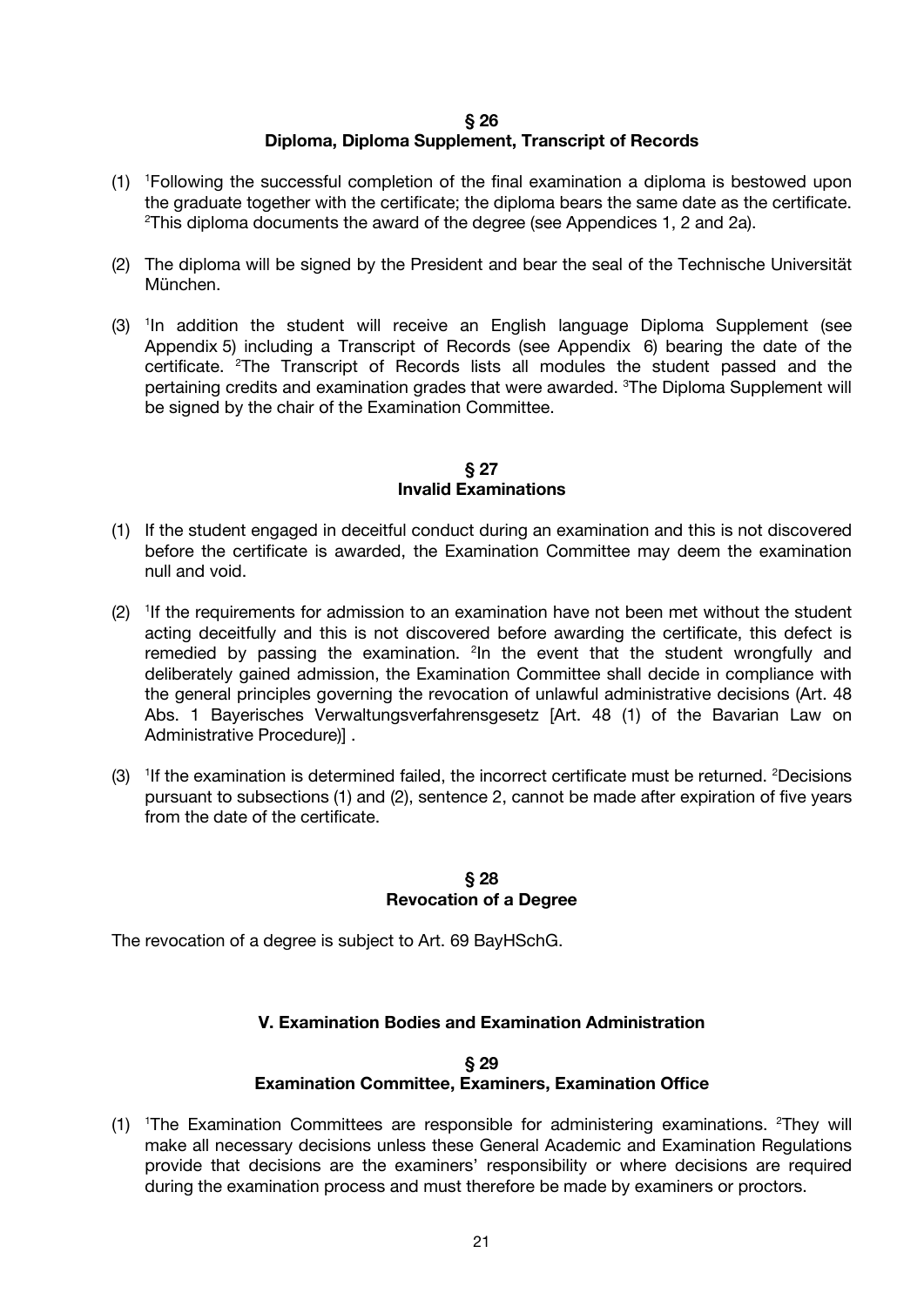## § 26
## Diploma, Diploma Supplement, Transcript of Records

(1) [1]Following the successful completion of the final examination a diploma is bestowed upon the graduate together with the certificate; the diploma bears the same date as the certificate. [2]This diploma documents the award of the degree (see Appendices 1, 2 and 2a).

(2) The diploma will be signed by the President and bear the seal of the Technische Universität München.

(3) [1]In addition the student will receive an English language Diploma Supplement (see Appendix 5) including a Transcript of Records (see Appendix 6) bearing the date of the certificate. [2]The Transcript of Records lists all modules the student passed and the pertaining credits and examination grades that were awarded. [3]The Diploma Supplement will be signed by the chair of the Examination Committee.

## § 27
## Invalid Examinations

(1) If the student engaged in deceitful conduct during an examination and this is not discovered before the certificate is awarded, the Examination Committee may deem the examination null and void.

(2) [1]If the requirements for admission to an examination have not been met without the student acting deceitfully and this is not discovered before awarding the certificate, this defect is remedied by passing the examination. [2]In the event that the student wrongfully and deliberately gained admission, the Examination Committee shall decide in compliance with the general principles governing the revocation of unlawful administrative decisions (Art. 48 Abs. 1 Bayerisches Verwaltungsverfahrensgesetz [Art. 48 (1) of the Bavarian Law on Administrative Procedure)] .

(3) [1]If the examination is determined failed, the incorrect certificate must be returned. [2]Decisions pursuant to subsections (1) and (2), sentence 2, cannot be made after expiration of five years from the date of the certificate.

## § 28
## Revocation of a Degree

The revocation of a degree is subject to Art. 69 BayHSchG.

# V. Examination Bodies and Examination Administration

## § 29
## Examination Committee, Examiners, Examination Office

(1) [1]The Examination Committees are responsible for administering examinations. [2]They will make all necessary decisions unless these General Academic and Examination Regulations provide that decisions are the examiners' responsibility or where decisions are required during the examination process and must therefore be made by examiners or proctors.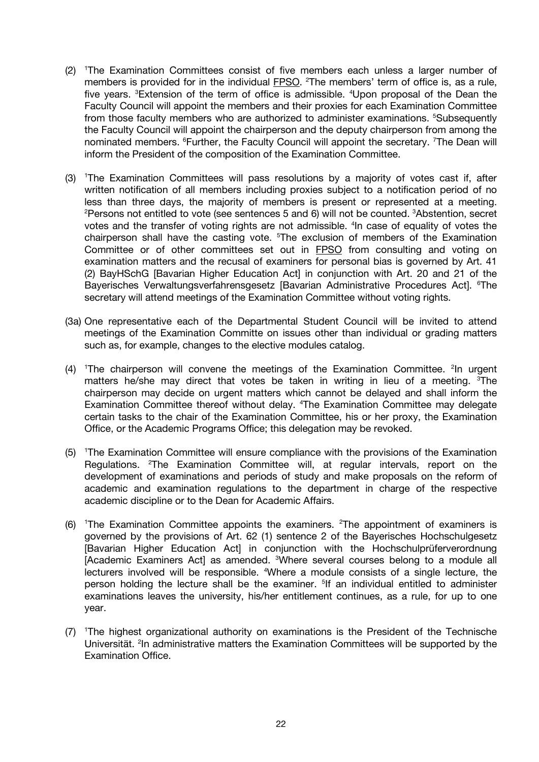(2) [1]The Examination Committees consist of five members each unless a larger number of members is provided for in the individual FPSO. [2]The members' term of office is, as a rule, five years. [3]Extension of the term of office is admissible. [4]Upon proposal of the Dean the Faculty Council will appoint the members and their proxies for each Examination Committee from those faculty members who are authorized to administer examinations. [5]Subsequently the Faculty Council will appoint the chairperson and the deputy chairperson from among the nominated members. [6]Further, the Faculty Council will appoint the secretary. [7]The Dean will inform the President of the composition of the Examination Committee.

(3) [1]The Examination Committees will pass resolutions by a majority of votes cast if, after written notification of all members including proxies subject to a notification period of no less than three days, the majority of members is present or represented at a meeting. [2]Persons not entitled to vote (see sentences 5 and 6) will not be counted. [3]Abstention, secret votes and the transfer of voting rights are not admissible. [4]In case of equality of votes the chairperson shall have the casting vote. [5]The exclusion of members of the Examination Committee or of other committees set out in FPSO from consulting and voting on examination matters and the recusal of examiners for personal bias is governed by Art. 41 (2) BayHSchG [Bavarian Higher Education Act] in conjunction with Art. 20 and 21 of the Bayerisches Verwaltungsverfahrensgesetz [Bavarian Administrative Procedures Act]. [6]The secretary will attend meetings of the Examination Committee without voting rights.

(3a) One representative each of the Departmental Student Council will be invited to attend meetings of the Examination Committe on issues other than individual or grading matters such as, for example, changes to the elective modules catalog.

(4) [1]The chairperson will convene the meetings of the Examination Committee. [2]In urgent matters he/she may direct that votes be taken in writing in lieu of a meeting. [3]The chairperson may decide on urgent matters which cannot be delayed and shall inform the Examination Committee thereof without delay. [4]The Examination Committee may delegate certain tasks to the chair of the Examination Committee, his or her proxy, the Examination Office, or the Academic Programs Office; this delegation may be revoked.

(5) [1]The Examination Committee will ensure compliance with the provisions of the Examination Regulations. [2]The Examination Committee will, at regular intervals, report on the development of examinations and periods of study and make proposals on the reform of academic and examination regulations to the department in charge of the respective academic discipline or to the Dean for Academic Affairs.

(6) [1]The Examination Committee appoints the examiners. [2]The appointment of examiners is governed by the provisions of Art. 62 (1) sentence 2 of the Bayerisches Hochschulgesetz [Bavarian Higher Education Act] in conjunction with the Hochschulprüferverordnung [Academic Examiners Act] as amended. [3]Where several courses belong to a module all lecturers involved will be responsible. [4]Where a module consists of a single lecture, the person holding the lecture shall be the examiner. [5]If an individual entitled to administer examinations leaves the university, his/her entitlement continues, as a rule, for up to one year.

(7) [1]The highest organizational authority on examinations is the President of the Technische Universität. [2]In administrative matters the Examination Committees will be supported by the Examination Office.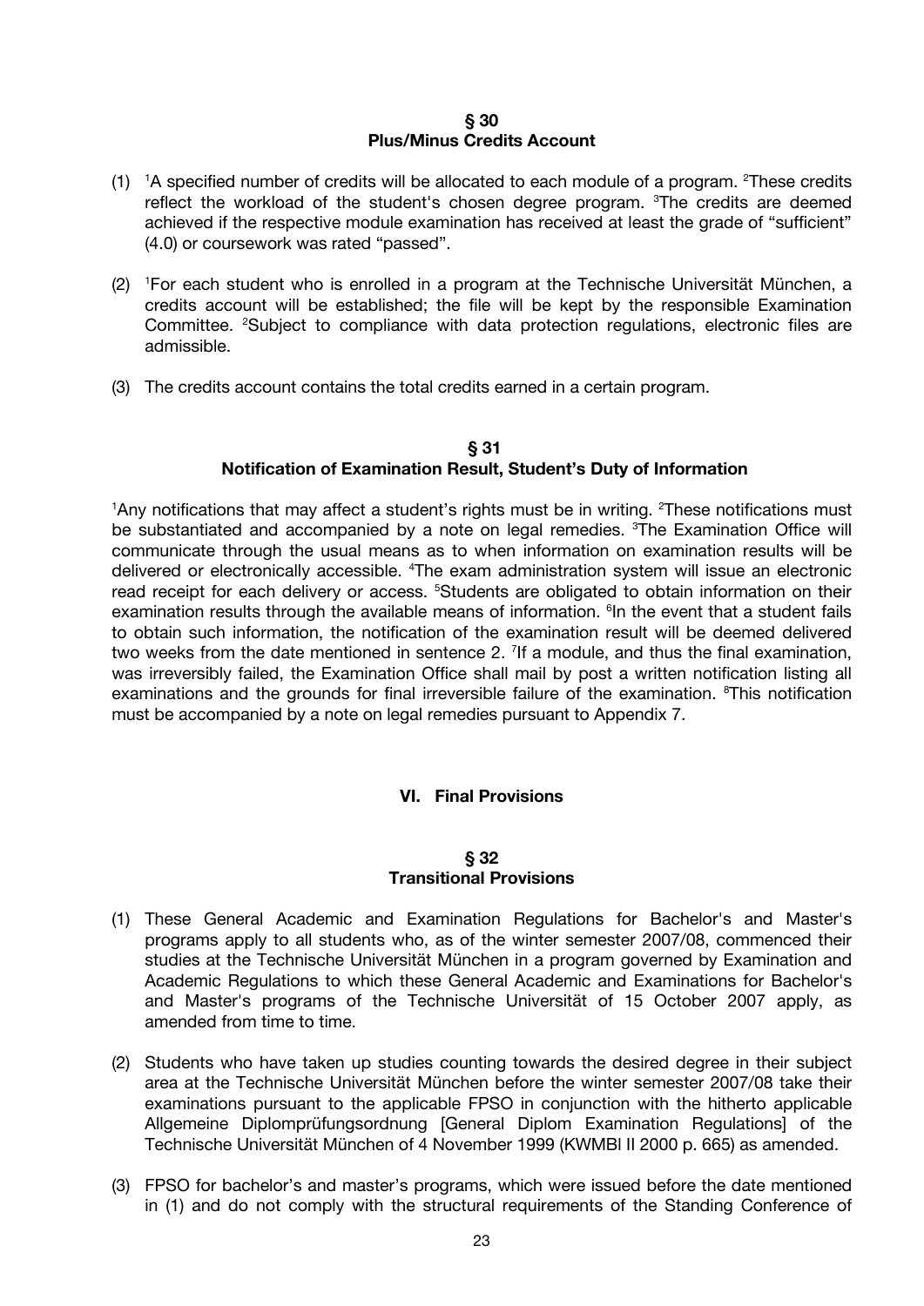## § 30
## Plus/Minus Credits Account

(1) [1]A specified number of credits will be allocated to each module of a program. [2]These credits reflect the workload of the student's chosen degree program. [3]The credits are deemed achieved if the respective module examination has received at least the grade of "sufficient" (4.0) or coursework was rated "passed".

(2) [1]For each student who is enrolled in a program at the Technische Universität München, a credits account will be established; the file will be kept by the responsible Examination Committee. [2]Subject to compliance with data protection regulations, electronic files are admissible.

(3) The credits account contains the total credits earned in a certain program.

## § 31
## Notification of Examination Result, Student's Duty of Information

[1]Any notifications that may affect a student's rights must be in writing. [2]These notifications must be substantiated and accompanied by a note on legal remedies. [3]The Examination Office will communicate through the usual means as to when information on examination results will be delivered or electronically accessible. [4]The exam administration system will issue an electronic read receipt for each delivery or access. [5]Students are obligated to obtain information on their examination results through the available means of information. [6]In the event that a student fails to obtain such information, the notification of the examination result will be deemed delivered two weeks from the date mentioned in sentence 2. [7]If a module, and thus the final examination, was irreversibly failed, the Examination Office shall mail by post a written notification listing all examinations and the grounds for final irreversible failure of the examination. [8]This notification must be accompanied by a note on legal remedies pursuant to Appendix 7.

# VI. Final Provisions

## § 32
## Transitional Provisions

(1) These General Academic and Examination Regulations for Bachelor's and Master's programs apply to all students who, as of the winter semester 2007/08, commenced their studies at the Technische Universität München in a program governed by Examination and Academic Regulations to which these General Academic and Examinations for Bachelor's and Master's programs of the Technische Universität of 15 October 2007 apply, as amended from time to time.

(2) Students who have taken up studies counting towards the desired degree in their subject area at the Technische Universität München before the winter semester 2007/08 take their examinations pursuant to the applicable FPSO in conjunction with the hitherto applicable Allgemeine Diplomprüfungsordnung [General Diplom Examination Regulations] of the Technische Universität München of 4 November 1999 (KWMBl II 2000 p. 665) as amended.

(3) FPSO for bachelor's and master's programs, which were issued before the date mentioned in (1) and do not comply with the structural requirements of the Standing Conference of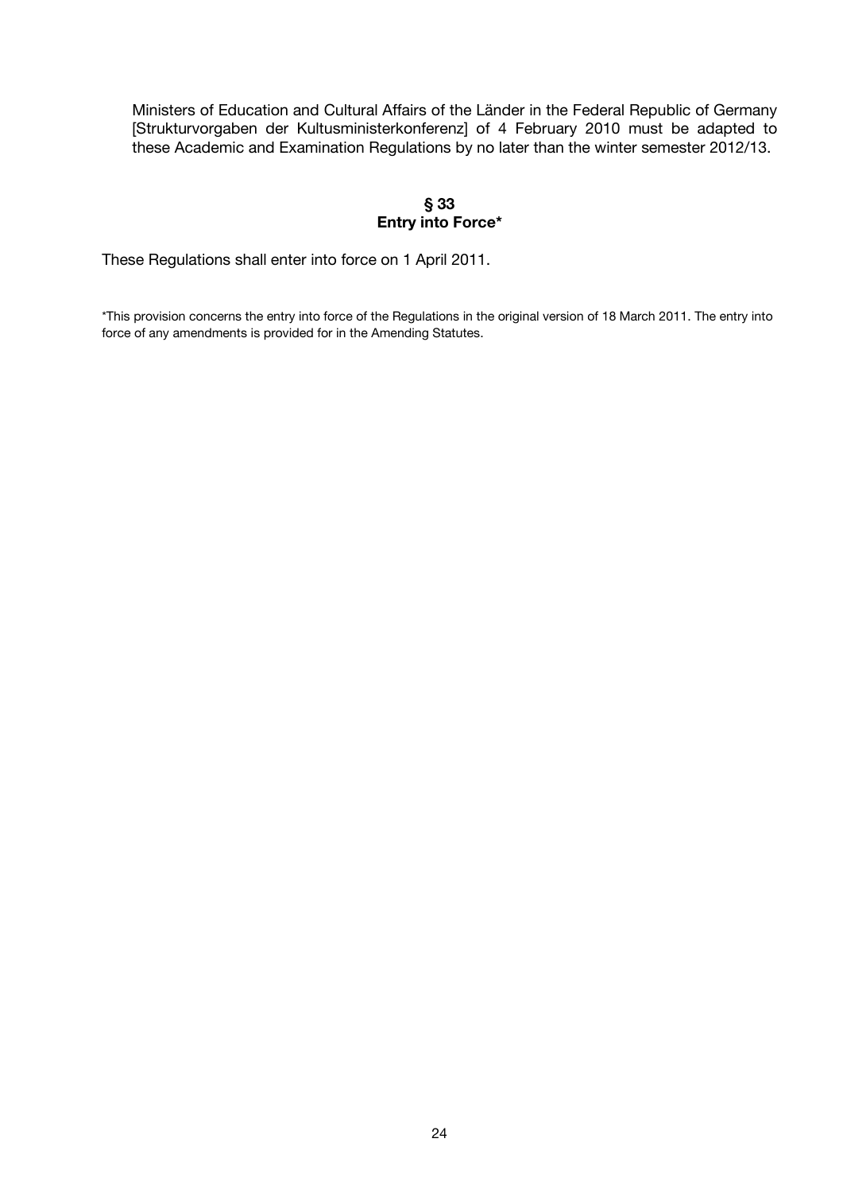Ministers of Education and Cultural Affairs of the Länder in the Federal Republic of Germany [Strukturvorgaben der Kultusministerkonferenz] of 4 February 2010 must be adapted to these Academic and Examination Regulations by no later than the winter semester 2012/13.

## § 33
## Entry into Force*

These Regulations shall enter into force on 1 April 2011.

*This provision concerns the entry into force of the Regulations in the original version of 18 March 2011. The entry into force of any amendments is provided for in the Amending Statutes.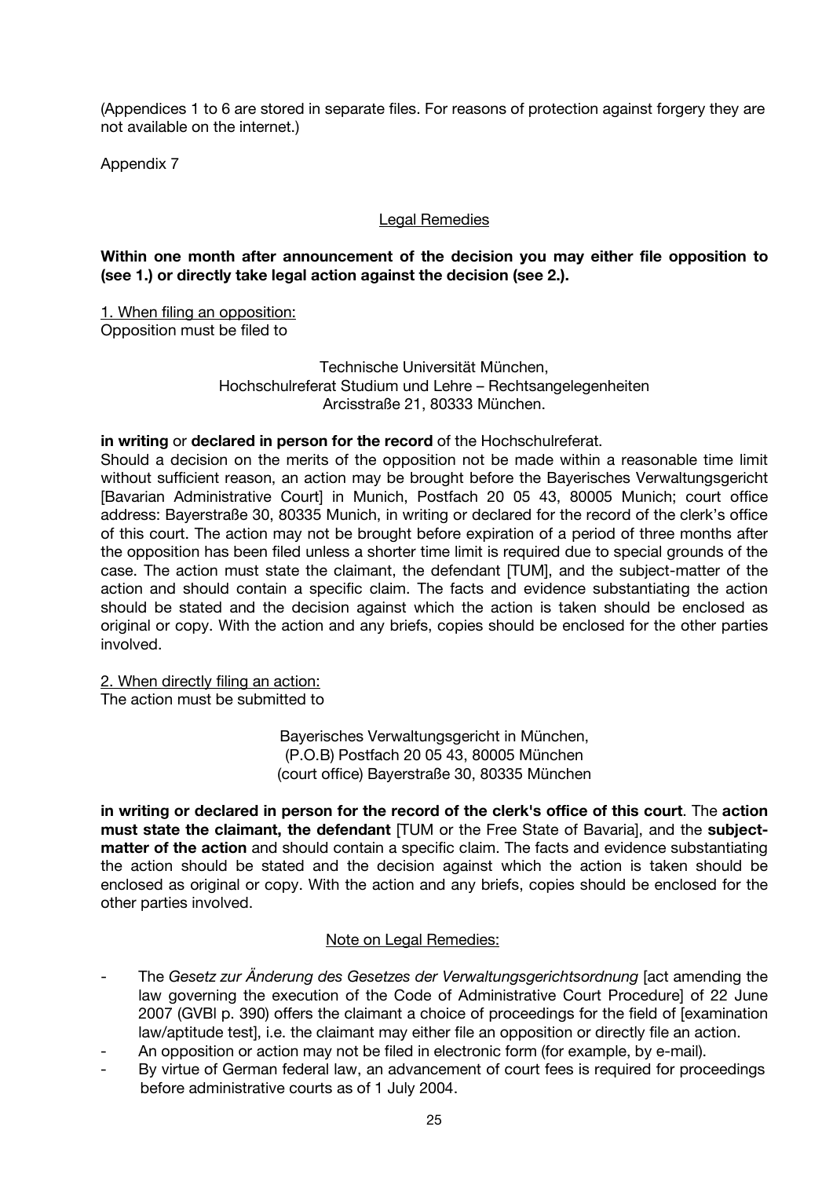(Appendices 1 to 6 are stored in separate files. For reasons of protection against forgery they are not available on the internet.)

Appendix 7

## Legal Remedies

**Within one month after announcement of the decision you may either file opposition to (see 1.) or directly take legal action against the decision (see 2.).**

1. When filing an opposition:
Opposition must be filed to

> Technische Universität München,
> Hochschulreferat Studium und Lehre – Rechtsangelegenheiten
> Arcisstraße 21, 80333 München.

**in writing** or **declared in person for the record** of the Hochschulreferat.
Should a decision on the merits of the opposition not be made within a reasonable time limit without sufficient reason, an action may be brought before the Bayerisches Verwaltungsgericht [Bavarian Administrative Court] in Munich, Postfach 20 05 43, 80005 Munich; court office address: Bayerstraße 30, 80335 Munich, in writing or declared for the record of the clerk's office of this court. The action may not be brought before expiration of a period of three months after the opposition has been filed unless a shorter time limit is required due to special grounds of the case. The action must state the claimant, the defendant [TUM], and the subject-matter of the action and should contain a specific claim. The facts and evidence substantiating the action should be stated and the decision against which the action is taken should be enclosed as original or copy. With the action and any briefs, copies should be enclosed for the other parties involved.

2. When directly filing an action:
The action must be submitted to

> Bayerisches Verwaltungsgericht in München,
> (P.O.B) Postfach 20 05 43, 80005 München
> (court office) Bayerstraße 30, 80335 München

**in writing or declared in person for the record of the clerk's office of this court**. The **action must state the claimant, the defendant** [TUM or the Free State of Bavaria], and the **subject-matter of the action** and should contain a specific claim. The facts and evidence substantiating the action should be stated and the decision against which the action is taken should be enclosed as original or copy. With the action and any briefs, copies should be enclosed for the other parties involved.

### Note on Legal Remedies:

- The *Gesetz zur Änderung des Gesetzes der Verwaltungsgerichtsordnung* [act amending the law governing the execution of the Code of Administrative Court Procedure] of 22 June 2007 (GVBl p. 390) offers the claimant a choice of proceedings for the field of [examination law/aptitude test], i.e. the claimant may either file an opposition or directly file an action.
- An opposition or action may not be filed in electronic form (for example, by e-mail).
- By virtue of German federal law, an advancement of court fees is required for proceedings before administrative courts as of 1 July 2004.